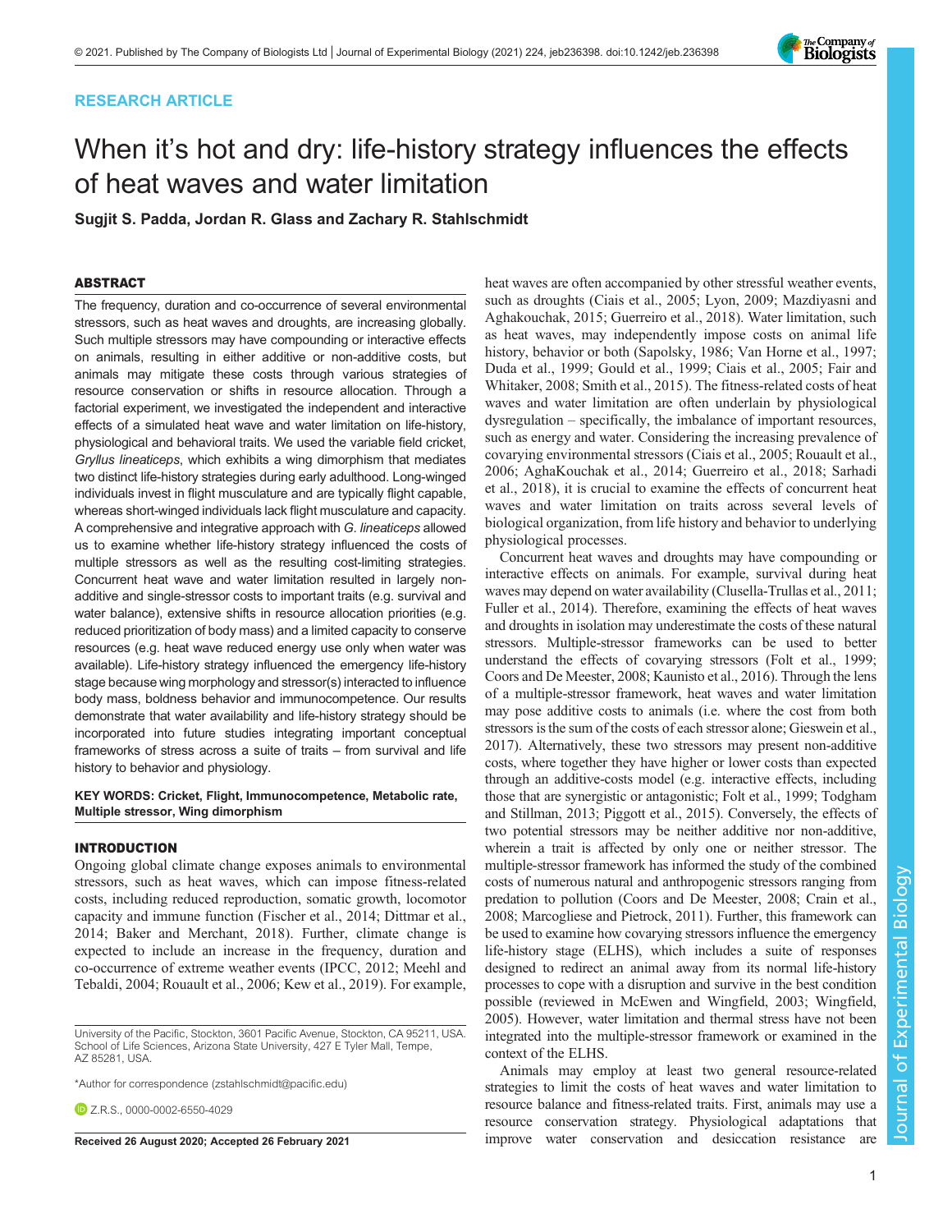RESEARCH ARTICLE

# When it's hot and dry: life-history strategy influences the effects of heat waves and water limitation

**Sugjit S. Padda, Jordan R. Glass and Zachary R. Stahlschmidt**

## ABSTRACT

The frequency, duration and co-occurrence of several environmental stressors, such as heat waves and droughts, are increasing globally. Such multiple stressors may have compounding or interactive effects on animals, resulting in either additive or non-additive costs, but animals may mitigate these costs through various strategies of resource conservation or shifts in resource allocation. Through a factorial experiment, we investigated the independent and interactive effects of a simulated heat wave and water limitation on life-history, physiological and behavioral traits. We used the variable field cricket, *Gryllus lineaticeps*, which exhibits a wing dimorphism that mediates two distinct life-history strategies during early adulthood. Long-winged individuals invest in flight musculature and are typically flight capable, whereas short-winged individuals lack flight musculature and capacity. A comprehensive and integrative approach with *G. lineaticeps* allowed us to examine whether life-history strategy influenced the costs of multiple stressors as well as the resulting cost-limiting strategies. Concurrent heat wave and water limitation resulted in largely non-additive and single-stressor costs to important traits (e.g. survival and water balance), extensive shifts in resource allocation priorities (e.g. reduced prioritization of body mass) and a limited capacity to conserve resources (e.g. heat wave reduced energy use only when water was available). Life-history strategy influenced the emergency life-history stage because wing morphology and stressor(s) interacted to influence body mass, boldness behavior and immunocompetence. Our results demonstrate that water availability and life-history strategy should be incorporated into future studies integrating important conceptual frameworks of stress across a suite of traits – from survival and life history to behavior and physiology.

**KEY WORDS: Cricket, Flight, Immunocompetence, Metabolic rate, Multiple stressor, Wing dimorphism**

## INTRODUCTION

Ongoing global climate change exposes animals to environmental stressors, such as heat waves, which can impose fitness-related costs, including reduced reproduction, somatic growth, locomotor capacity and immune function (Fischer et al., 2014; Dittmar et al., 2014; Baker and Merchant, 2018). Further, climate change is expected to include an increase in the frequency, duration and co-occurrence of extreme weather events (IPCC, 2012; Meehl and Tebaldi, 2004; Rouault et al., 2006; Kew et al., 2019). For example, heat waves are often accompanied by other stressful weather events, such as droughts (Ciais et al., 2005; Lyon, 2009; Mazdiyasni and Aghakouchak, 2015; Guerreiro et al., 2018). Water limitation, such as heat waves, may independently impose costs on animal life history, behavior or both (Sapolsky, 1986; Van Horne et al., 1997; Duda et al., 1999; Gould et al., 1999; Ciais et al., 2005; Fair and Whitaker, 2008; Smith et al., 2015). The fitness-related costs of heat waves and water limitation are often underlain by physiological dysregulation – specifically, the imbalance of important resources, such as energy and water. Considering the increasing prevalence of covarying environmental stressors (Ciais et al., 2005; Rouault et al., 2006; AghaKouchak et al., 2014; Guerreiro et al., 2018; Sarhadi et al., 2018), it is crucial to examine the effects of concurrent heat waves and water limitation on traits across several levels of biological organization, from life history and behavior to underlying physiological processes.

Concurrent heat waves and droughts may have compounding or interactive effects on animals. For example, survival during heat waves may depend on water availability (Clusella-Trullas et al., 2011; Fuller et al., 2014). Therefore, examining the effects of heat waves and droughts in isolation may underestimate the costs of these natural stressors. Multiple-stressor frameworks can be used to better understand the effects of covarying stressors (Folt et al., 1999; Coors and De Meester, 2008; Kaunisto et al., 2016). Through the lens of a multiple-stressor framework, heat waves and water limitation may pose additive costs to animals (i.e. where the cost from both stressors is the sum of the costs of each stressor alone; Gieswein et al., 2017). Alternatively, these two stressors may present non-additive costs, where together they have higher or lower costs than expected through an additive-costs model (e.g. interactive effects, including those that are synergistic or antagonistic; Folt et al., 1999; Todgham and Stillman, 2013; Piggott et al., 2015). Conversely, the effects of two potential stressors may be neither additive nor non-additive, wherein a trait is affected by only one or neither stressor. The multiple-stressor framework has informed the study of the combined costs of numerous natural and anthropogenic stressors ranging from predation to pollution (Coors and De Meester, 2008; Crain et al., 2008; Marcogliese and Pietrock, 2011). Further, this framework can be used to examine how covarying stressors influence the emergency life-history stage (ELHS), which includes a suite of responses designed to redirect an animal away from its normal life-history processes to cope with a disruption and survive in the best condition possible (reviewed in McEwen and Wingfield, 2003; Wingfield, 2005). However, water limitation and thermal stress have not been integrated into the multiple-stressor framework or examined in the context of the ELHS.

Animals may employ at least two general resource-related strategies to limit the costs of heat waves and water limitation to resource balance and fitness-related traits. First, animals may use a resource conservation strategy. Physiological adaptations that improve water conservation and desiccation resistance are

University of the Pacific, Stockton, 3601 Pacific Avenue, Stockton, CA 95211, USA. School of Life Sciences, Arizona State University, 427 E Tyler Mall, Tempe, AZ 85281, USA.

*Author for correspondence (zstahlschmidt@pacific.edu)

Z.R.S., 0000-0002-6550-4029

Received 26 August 2020; Accepted 26 February 2021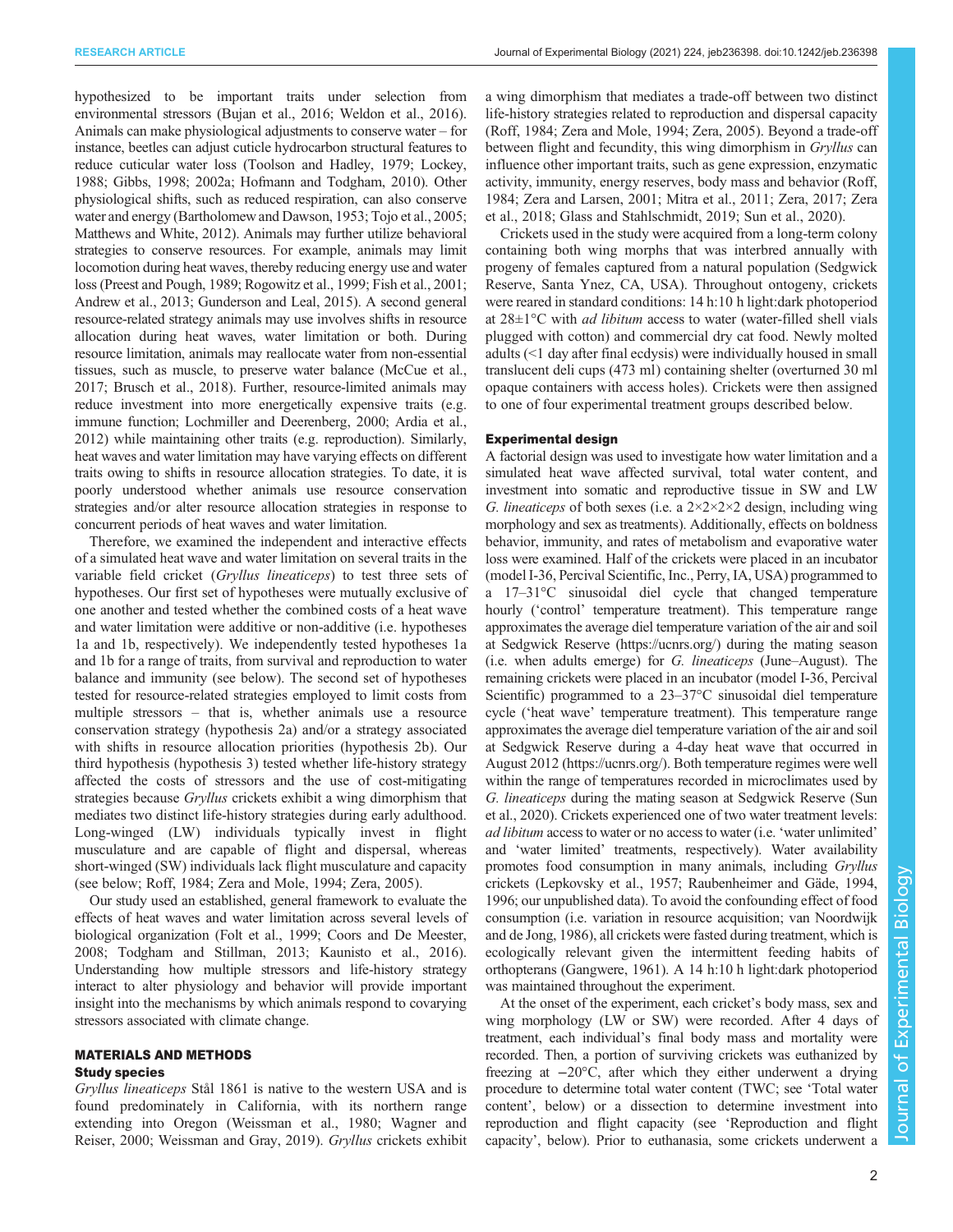hypothesized to be important traits under selection from environmental stressors (Bujan et al., 2016; Weldon et al., 2016). Animals can make physiological adjustments to conserve water – for instance, beetles can adjust cuticle hydrocarbon structural features to reduce cuticular water loss (Toolson and Hadley, 1979; Lockey, 1988; Gibbs, 1998; 2002a; Hofmann and Todgham, 2010). Other physiological shifts, such as reduced respiration, can also conserve water and energy (Bartholomew and Dawson, 1953; Tojo et al., 2005; Matthews and White, 2012). Animals may further utilize behavioral strategies to conserve resources. For example, animals may limit locomotion during heat waves, thereby reducing energy use and water loss (Preest and Pough, 1989; Rogowitz et al., 1999; Fish et al., 2001; Andrew et al., 2013; Gunderson and Leal, 2015). A second general resource-related strategy animals may use involves shifts in resource allocation during heat waves, water limitation or both. During resource limitation, animals may reallocate water from non-essential tissues, such as muscle, to preserve water balance (McCue et al., 2017; Brusch et al., 2018). Further, resource-limited animals may reduce investment into more energetically expensive traits (e.g. immune function; Lochmiller and Deerenberg, 2000; Ardia et al., 2012) while maintaining other traits (e.g. reproduction). Similarly, heat waves and water limitation may have varying effects on different traits owing to shifts in resource allocation strategies. To date, it is poorly understood whether animals use resource conservation strategies and/or alter resource allocation strategies in response to concurrent periods of heat waves and water limitation.

Therefore, we examined the independent and interactive effects of a simulated heat wave and water limitation on several traits in the variable field cricket (*Gryllus lineaticeps*) to test three sets of hypotheses. Our first set of hypotheses were mutually exclusive of one another and tested whether the combined costs of a heat wave and water limitation were additive or non-additive (i.e. hypotheses 1a and 1b, respectively). We independently tested hypotheses 1a and 1b for a range of traits, from survival and reproduction to water balance and immunity (see below). The second set of hypotheses tested for resource-related strategies employed to limit costs from multiple stressors – that is, whether animals use a resource conservation strategy (hypothesis 2a) and/or a strategy associated with shifts in resource allocation priorities (hypothesis 2b). Our third hypothesis (hypothesis 3) tested whether life-history strategy affected the costs of stressors and the use of cost-mitigating strategies because *Gryllus* crickets exhibit a wing dimorphism that mediates two distinct life-history strategies during early adulthood. Long-winged (LW) individuals typically invest in flight musculature and are capable of flight and dispersal, whereas short-winged (SW) individuals lack flight musculature and capacity (see below; Roff, 1984; Zera and Mole, 1994; Zera, 2005).

Our study used an established, general framework to evaluate the effects of heat waves and water limitation across several levels of biological organization (Folt et al., 1999; Coors and De Meester, 2008; Todgham and Stillman, 2013; Kaunisto et al., 2016). Understanding how multiple stressors and life-history strategy interact to alter physiology and behavior will provide important insight into the mechanisms by which animals respond to covarying stressors associated with climate change.

## MATERIALS AND METHODS

### Study species

*Gryllus lineaticeps* Stål 1861 is native to the western USA and is found predominately in California, with its northern range extending into Oregon (Weissman et al., 1980; Wagner and Reiser, 2000; Weissman and Gray, 2019). *Gryllus* crickets exhibit a wing dimorphism that mediates a trade-off between two distinct life-history strategies related to reproduction and dispersal capacity (Roff, 1984; Zera and Mole, 1994; Zera, 2005). Beyond a trade-off between flight and fecundity, this wing dimorphism in *Gryllus* can influence other important traits, such as gene expression, enzymatic activity, immunity, energy reserves, body mass and behavior (Roff, 1984; Zera and Larsen, 2001; Mitra et al., 2011; Zera, 2017; Zera et al., 2018; Glass and Stahlschmidt, 2019; Sun et al., 2020).

Crickets used in the study were acquired from a long-term colony containing both wing morphs that was interbred annually with progeny of females captured from a natural population (Sedgwick Reserve, Santa Ynez, CA, USA). Throughout ontogeny, crickets were reared in standard conditions: 14 h:10 h light:dark photoperiod at 28±1°C with *ad libitum* access to water (water-filled shell vials plugged with cotton) and commercial dry cat food. Newly molted adults (<1 day after final ecdysis) were individually housed in small translucent deli cups (473 ml) containing shelter (overturned 30 ml opaque containers with access holes). Crickets were then assigned to one of four experimental treatment groups described below.

### Experimental design

A factorial design was used to investigate how water limitation and a simulated heat wave affected survival, total water content, and investment into somatic and reproductive tissue in SW and LW *G. lineaticeps* of both sexes (i.e. a 2×2×2×2 design, including wing morphology and sex as treatments). Additionally, effects on boldness behavior, immunity, and rates of metabolism and evaporative water loss were investigated. Half of the crickets were placed in an incubator (model I-36, Percival Scientific, Inc., Perry, IA, USA) programmed to a 17–31°C sinusoidal diel cycle that changed temperature hourly ('control' temperature treatment). This temperature range approximates the average diel temperature variation of the air and soil at Sedgwick Reserve (https://ucnrs.org/) during the mating season (i.e. when adults emerge) for *G. lineaticeps* (June–August). The remaining crickets were placed in an incubator (model I-36, Percival Scientific) programmed to a 23–37°C sinusoidal diel temperature cycle ('heat wave' temperature treatment). This temperature range approximates the average diel temperature variation of the air and soil at Sedgwick Reserve during a 4-day heat wave that occurred in August 2012 (https://ucnrs.org/). Both temperature regimes were well within the range of temperatures recorded in microclimates used by *G. lineaticeps* during the mating season at Sedgwick Reserve (Sun et al., 2020). Crickets experienced one of two water treatment levels: *ad libitum* access to water or no access to water (i.e. 'water unlimited' and 'water limited' treatments, respectively). Water availability promotes food consumption in many animals, including *Gryllus* crickets (Lepkovsky et al., 1957; Raubenheimer and Gäde, 1994, 1996; our unpublished data). To avoid the confounding effect of food consumption (i.e. variation in resource acquisition; van Noordwijk and de Jong, 1986), all crickets were fasted during treatment, which is ecologically relevant given the intermittent feeding habits of orthopterans (Gangwere, 1961). A 14 h:10 h light:dark photoperiod was maintained throughout the experiment.

At the onset of the experiment, each cricket's body mass, sex and wing morphology (LW or SW) were recorded. After 4 days of treatment, each individual's final body mass and mortality were recorded. Then, a portion of surviving crickets was euthanized by freezing at −20°C, after which they either underwent a drying procedure to determine total water content (TWC; see 'Total water content', below) or a dissection to determine investment into reproduction and flight capacity (see 'Reproduction and flight capacity', below). Prior to euthanasia, some crickets underwent a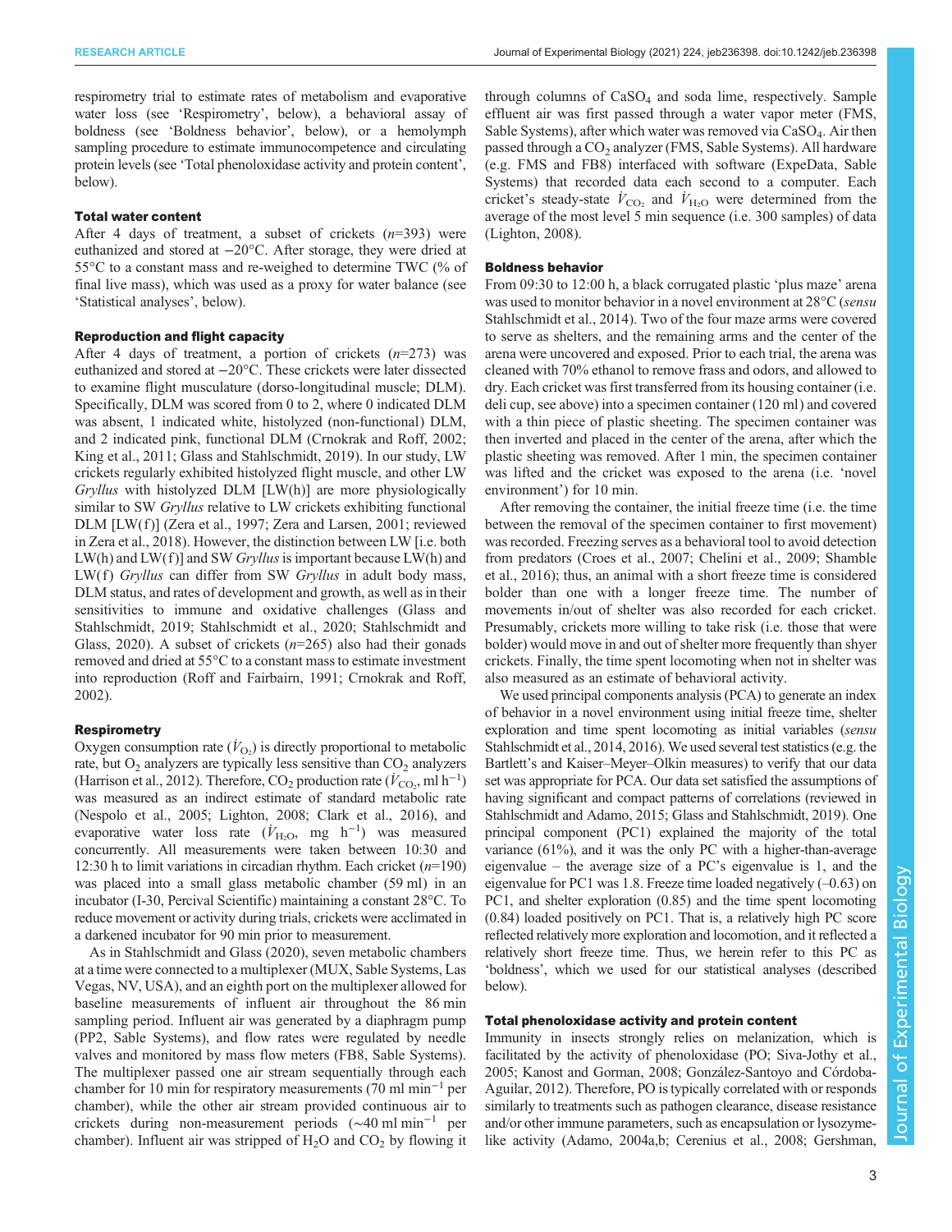respirometry trial to estimate rates of metabolism and evaporative water loss (see 'Respirometry', below), a behavioral assay of boldness (see 'Boldness behavior', below), or a hemolymph sampling procedure to estimate immunocompetence and circulating protein levels (see 'Total phenoloxidase activity and protein content', below).

### Total water content

After 4 days of treatment, a subset of crickets ($n$=393) were euthanized and stored at −20°C. After storage, they were dried at 55°C to a constant mass and re-weighed to determine TWC (% of final live mass), which was used as a proxy for water balance (see 'Statistical analyses', below).

### Reproduction and flight capacity

After 4 days of treatment, a portion of crickets ($n$=273) was euthanized and stored at −20°C. These crickets were later dissected to examine flight musculature (dorso-longitudinal muscle; DLM). Specifically, DLM was scored from 0 to 2, where 0 indicated DLM was absent, 1 indicated white, histolyzed (non-functional) DLM, and 2 indicated pink, functional DLM (Crnokrak and Roff, 2002; King et al., 2011; Glass and Stahlschmidt, 2019). In our study, LW crickets regularly exhibited histolyzed flight muscle, and other LW *Gryllus* with histolyzed DLM [LW(h)] are more physiologically similar to SW *Gryllus* relative to LW crickets exhibiting functional DLM [LW(f)] (Zera et al., 1997; Zera and Larsen, 2001; reviewed in Zera et al., 2018). However, the distinction between LW [i.e. both LW(h) and LW(f)] and SW *Gryllus* is important because LW(h) and LW(f) *Gryllus* can differ from SW *Gryllus* in adult body mass, DLM status, and rates of development and growth, as well as in their sensitivities to immune and oxidative challenges (Glass and Stahlschmidt, 2019; Stahlschmidt et al., 2020; Stahlschmidt and Glass, 2020). A subset of crickets ($n$=265) also had their gonads removed and dried at 55°C to a constant mass to estimate investment into reproduction (Roff and Fairbairn, 1991; Crnokrak and Roff, 2002).

### Respirometry

Oxygen consumption rate ($\dot{V}_{O_2}$) is directly proportional to metabolic rate, but $O_2$ analyzers are typically less sensitive than $CO_2$ analyzers (Harrison et al., 2012). Therefore, $CO_2$ production rate ($\dot{V}_{CO_2}$, ml h$^{-1}$) was measured as an indirect estimate of standard metabolic rate (Nespolo et al., 2005; Lighton, 2008; Clark et al., 2016), and evaporative water loss rate ($\dot{V}_{H_2O}$, mg h$^{-1}$) was measured concurrently. All measurements were taken between 10:30 and 12:30 h to limit variations in circadian rhythm. Each cricket ($n$=190) was placed into a small glass metabolic chamber (59 ml) in an incubator (I-30, Percival Scientific) maintaining a constant 28°C. To reduce movement or activity during trials, crickets were acclimated in a darkened incubator for 90 min prior to measurement.

As in Stahlschmidt and Glass (2020), seven metabolic chambers at a time were connected to a multiplexer (MUX, Sable Systems, Las Vegas, NV, USA), and an eighth port on the multiplexer allowed for baseline measurements of influent air throughout the 86 min sampling period. Influent air was generated by a diaphragm pump (PP2, Sable Systems), and flow rates were regulated by needle valves and monitored by mass flow meters (FB8, Sable Systems). The multiplexer passed one air stream sequentially through each chamber for 10 min for respiratory measurements (70 ml min$^{-1}$ per chamber), while the other air stream provided continuous air to crickets during non-measurement periods (∼40 ml min$^{-1}$ per chamber). Influent air was stripped of $H_2O$ and $CO_2$ by flowing it through columns of $CaSO_4$ and soda lime, respectively. Sample effluent air was first passed through a water vapor meter (FMS, Sable Systems), after which water was removed via $CaSO_4$. Air then passed through a $CO_2$ analyzer (FMS, Sable Systems). All hardware (e.g. FMS and FB8) interfaced with software (ExpeData, Sable Systems) that recorded data each second to a computer. Each cricket's steady-state $\dot{V}_{CO_2}$ and $\dot{V}_{H_2O}$ were determined from the average of the most level 5 min sequence (i.e. 300 samples) of data (Lighton, 2008).

### Boldness behavior

From 09:30 to 12:00 h, a black corrugated plastic 'plus maze' arena was used to monitor behavior in a novel environment at 28°C (*sensu* Stahlschmidt et al., 2014). Two of the four maze arms were covered to serve as shelters, and the remaining arms and the center of the arena were uncovered and exposed. Prior to each trial, the arena was cleaned with 70% ethanol to remove frass and odors, and allowed to dry. Each cricket was first transferred from its housing container (i.e. deli cup, see above) into a specimen container (120 ml) and covered with a thin piece of plastic sheeting. The specimen container was then inverted and placed in the center of the arena, after which the plastic sheeting was removed. After 1 min, the specimen container was lifted and the cricket was exposed to the arena (i.e. 'novel environment') for 10 min.

After removing the container, the initial freeze time (i.e. the time between the removal of the specimen container to first movement) was recorded. Freezing serves as a behavioral tool to avoid detection from predators (Croes et al., 2007; Chelini et al., 2009; Shamble et al., 2016); thus, an animal with a short freeze time is considered bolder than one with a longer freeze time. The number of movements in/out of shelter was also recorded for each cricket. Presumably, crickets more willing to take risk (i.e. those that were bolder) would move in and out of shelter more frequently than shyer crickets. Finally, the time spent locomoting when not in shelter was also measured as an estimate of behavioral activity.

We used principal components analysis (PCA) to generate an index of behavior in a novel environment using initial freeze time, shelter exploration and time spent locomoting as initial variables (*sensu* Stahlschmidt et al., 2014, 2016). We used several test statistics (e.g. the Bartlett's and Kaiser–Meyer–Olkin measures) to verify that our data set was appropriate for PCA. Our data set satisfied the assumptions of having significant and compact patterns of correlations (reviewed in Stahlschmidt and Adamo, 2015; Glass and Stahlschmidt, 2019). One principal component (PC1) explained the majority of the total variance (61%), and it was the only PC with a higher-than-average eigenvalue – the average size of a PC's eigenvalue is 1, and the eigenvalue for PC1 was 1.8. Freeze time loaded negatively (–0.63) on PC1, and shelter exploration (0.85) and the time spent locomoting (0.84) loaded positively on PC1. That is, a relatively high PC score reflected relatively more exploration and locomotion, and it reflected a relatively short freeze time. Thus, we herein refer to this PC as 'boldness', which we used for our statistical analyses (described below).

### Total phenoloxidase activity and protein content

Immunity in insects strongly relies on melanization, which is facilitated by the activity of phenoloxidase (PO; Siva-Jothy et al., 2005; Kanost and Gorman, 2008; González-Santoyo and Córdoba-Aguilar, 2012). Therefore, PO is typically correlated with or responds similarly to treatments such as pathogen clearance, disease resistance and/or other immune parameters, such as encapsulation or lysozyme-like activity (Adamo, 2004a,b; Cerenius et al., 2008; Gershman,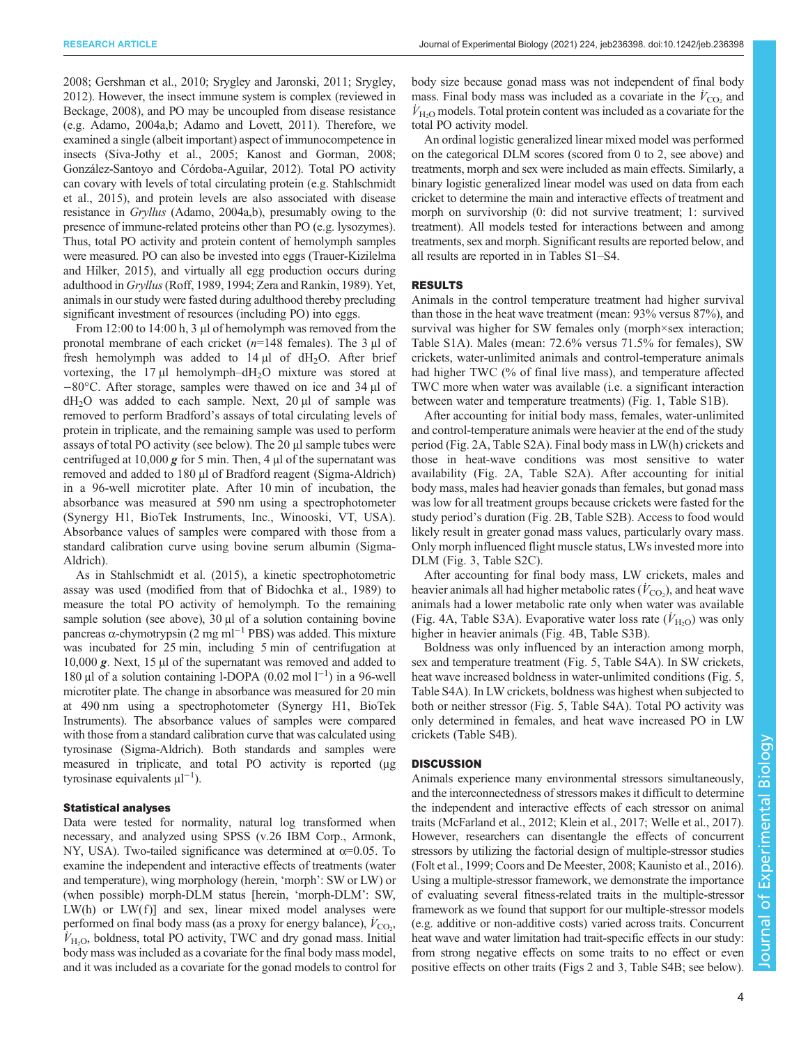2008; Gershman et al., 2010; Srygley and Jaronski, 2011; Srygley, 2012). However, the insect immune system is complex (reviewed in Beckage, 2008), and PO may be uncoupled from disease resistance (e.g. Adamo, 2004a,b; Adamo and Lovett, 2011). Therefore, we examined a single (albeit important) aspect of immunocompetence in insects (Siva-Jothy et al., 2005; Kanost and Gorman, 2008; González-Santoyo and Córdoba-Aguilar, 2012). Total PO activity can covary with levels of total circulating protein (e.g. Stahlschmidt et al., 2015), and protein levels are also associated with disease resistance in *Gryllus* (Adamo, 2004a,b), presumably owing to the presence of immune-related proteins other than PO (e.g. lysozymes). Thus, total PO activity and protein content of hemolymph samples were measured. PO can also be invested into eggs (Trauer-Kizilelma and Hilker, 2015), and virtually all egg production occurs during adulthood in *Gryllus* (Roff, 1989, 1994; Zera and Rankin, 1989). Yet, animals in our study were fasted during adulthood thereby precluding significant investment of resources (including PO) into eggs.

From 12:00 to 14:00 h, 3 µl of hemolymph was removed from the pronotal membrane of each cricket ($n$=148 females). The 3 µl of fresh hemolymph was added to 14 µl of $dH_2O$. After brief vortexing, the 17 µl hemolymph–$dH_2O$ mixture was stored at −80°C. After storage, samples were thawed on ice and 34 µl of $dH_2O$ was added to each sample. Next, 20 µl of sample was removed to perform Bradford's assays of total circulating levels of protein in triplicate, and the remaining sample was used to perform assays of total PO activity (see below). The 20 µl sample tubes were centrifuged at 10,000 ***g*** for 5 min. Then, 4 µl of the supernatant was removed and added to 180 µl of Bradford reagent (Sigma-Aldrich) in a 96-well microtiter plate. After 10 min of incubation, the absorbance was measured at 590 nm using a spectrophotometer (Synergy H1, BioTek Instruments, Inc., Winooski, VT, USA). Absorbance values of samples were compared with those from a standard calibration curve using bovine serum albumin (Sigma-Aldrich).

As in Stahlschmidt et al. (2015), a kinetic spectrophotometric assay was used (modified from that of Bidochka et al., 1989) to measure the total PO activity of hemolymph. To the remaining sample solution (see above), 30 µl of a solution containing bovine pancreas α-chymotrypsin (2 mg $ml^{-1}$ PBS) was added. This mixture was incubated for 25 min, including 5 min of centrifugation at 10,000 ***g***. Next, 15 µl of the supernatant was removed and added to 180 µl of a solution containing l-DOPA (0.02 mol $l^{-1}$) in a 96-well microtiter plate. The change in absorbance was measured for 20 min at 490 nm using a spectrophotometer (Synergy H1, BioTek Instruments). The absorbance values of samples were compared with those from a standard calibration curve that was calculated using tyrosinase (Sigma-Aldrich). Both standards and samples were measured in triplicate, and total PO activity is reported (µg tyrosinase equivalents $µl^{-1}$).

### Statistical analyses

Data were tested for normality, natural log transformed when necessary, and analyzed using SPSS (v.26 IBM Corp., Armonk, NY, USA). Two-tailed significance was determined at α=0.05. To examine the independent and interactive effects of treatments (water and temperature), wing morphology (herein, 'morph': SW or LW) or (when possible) morph-DLM status [herein, 'morph-DLM': SW, LW(h) or LW(f)] and sex, linear mixed model analyses were performed on final body mass (as a proxy for energy balance), $\dot{V}_{CO_2}$, $\dot{V}_{H_2O}$, boldness, total PO activity, TWC and dry gonad mass. Initial body mass was included as a covariate for the final body mass model, and it was included as a covariate for the gonad models to control for body size because gonad mass was not independent of final body mass. Final body mass was included as a covariate in the $\dot{V}_{CO_2}$ and $\dot{V}_{H_2O}$ models. Total protein content was included as a covariate for the total PO activity model.

An ordinal logistic generalized linear mixed model was performed on the categorical DLM scores (scored from 0 to 2, see above) and treatments, morph and sex were included as main effects. Similarly, a binary logistic generalized linear model was used on data from each cricket to determine the main and interactive effects of treatment and morph on survivorship (0: did not survive treatment; 1: survived treatment). All models tested for interactions between and among treatments, sex and morph. Significant results are reported below, and all results are reported in in Tables S1–S4.

## RESULTS

Animals in the control temperature treatment had higher survival than those in the heat wave treatment (mean: 93% versus 87%), and survival was higher for SW females only (morph×sex interaction; Table S1A). Males (mean: 72.6% versus 71.5% for females), SW crickets, water-unlimited animals and control-temperature animals had higher TWC (% of final live mass), and temperature affected TWC more when water was available (i.e. a significant interaction between water and temperature treatments) (Fig. 1, Table S1B).

After accounting for initial body mass, females, water-unlimited and control-temperature animals were heavier at the end of the study period (Fig. 2A, Table S2A). Final body mass in LW(h) crickets and those in heat-wave conditions was most sensitive to water availability (Fig. 2A, Table S2A). After accounting for initial body mass, males had heavier gonads than females, but gonad mass was low for all treatment groups because crickets were fasted for the study period's duration (Fig. 2B, Table S2B). Access to food would likely result in greater gonad mass values, particularly ovary mass. Only morph influenced flight muscle status, LWs invested more into DLM (Fig. 3, Table S2C).

After accounting for final body mass, LW crickets, males and heavier animals all had higher metabolic rates ($\dot{V}_{CO_2}$), and heat wave animals had a lower metabolic rate only when water was available (Fig. 4A, Table S3A). Evaporative water loss rate ($\dot{V}_{H_2O}$) was only higher in heavier animals (Fig. 4B, Table S3B).

Boldness was only influenced by an interaction among morph, sex and temperature treatment (Fig. 5, Table S4A). In SW crickets, heat wave increased boldness in water-unlimited conditions (Fig. 5, Table S4A). In LW crickets, boldness was highest when subjected to both or neither stressor (Fig. 5, Table S4A). Total PO activity was only determined in females, and heat wave increased PO in LW crickets (Table S4B).

## DISCUSSION

Animals experience many environmental stressors simultaneously, and the interconnectedness of stressors makes it difficult to determine the independent and interactive effects of each stressor on animal traits (McFarland et al., 2012; Klein et al., 2017; Welle et al., 2017). However, researchers can disentangle the effects of concurrent stressors by utilizing the factorial design of multiple-stressor studies (Folt et al., 1999; Coors and De Meester, 2008; Kaunisto et al., 2016). Using a multiple-stressor framework, we demonstrate the importance of evaluating several fitness-related traits in the multiple-stressor framework as we found that support for our multiple-stressor models (e.g. additive or non-additive costs) varied across traits. Concurrent heat wave and water limitation had trait-specific effects in our study: from strong negative effects on some traits to no effect or even positive effects on other traits (Figs 2 and 3, Table S4B; see below).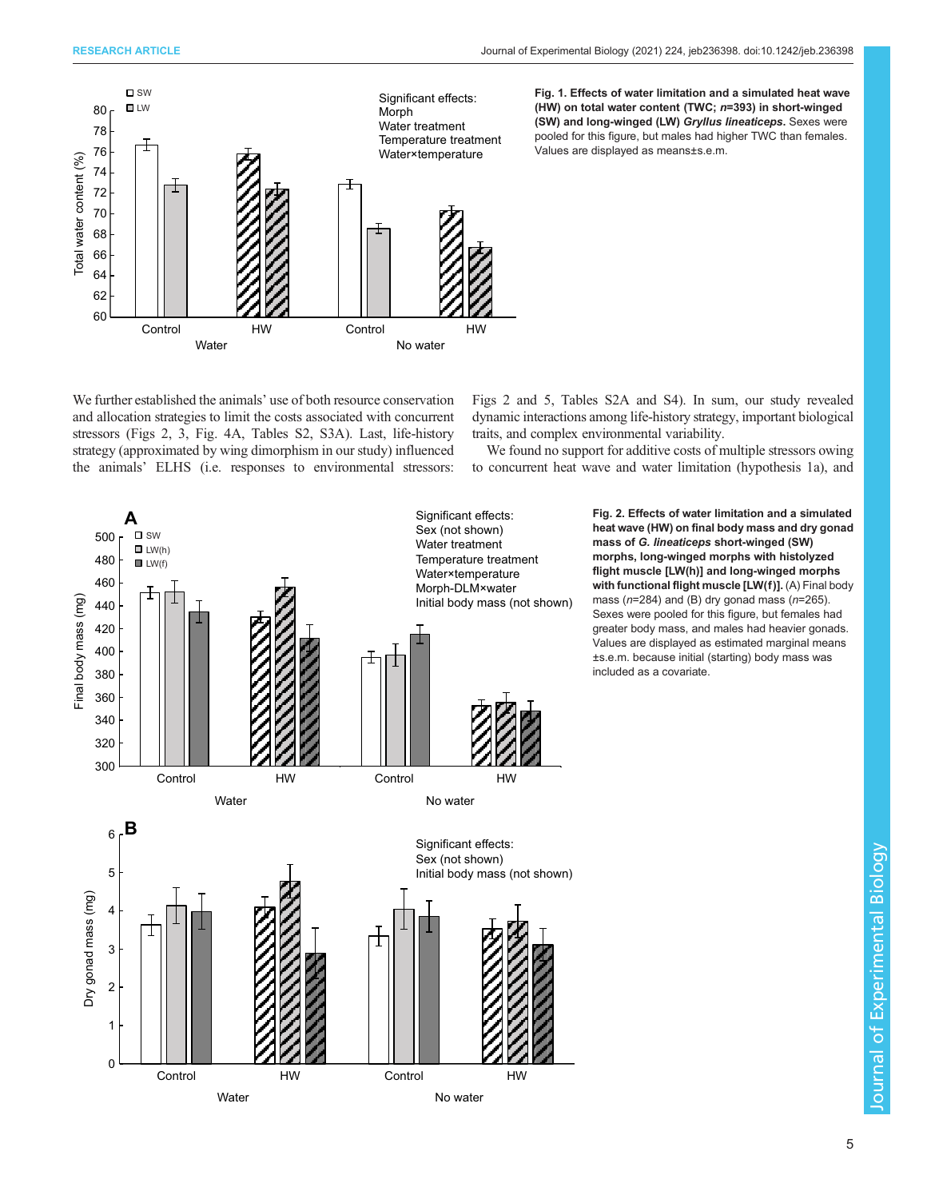**Fig. 1. Effects of water limitation and a simulated heat wave (HW) on total water content (TWC; *n*=393) in short-winged (SW) and long-winged (LW) *Gryllus lineaticeps*.** Sexes were pooled for this figure, but males had higher TWC than females. Values are displayed as means±s.e.m.

We further established the animals' use of both resource conservation and allocation strategies to limit the costs associated with concurrent stressors (Figs 2, 3, Fig. 4A, Tables S2, S3A). Last, life-history strategy (approximated by wing dimorphism in our study) influenced the animals' ELHS (i.e. responses to environmental stressors: Figs 2 and 5, Tables S2A and S4). In sum, our study revealed dynamic interactions among life-history strategy, important biological traits, and complex environmental variability.

We found no support for additive costs of multiple stressors owing to concurrent heat wave and water limitation (hypothesis 1a), and

**Fig. 2. Effects of water limitation and a simulated heat wave (HW) on final body mass and dry gonad mass of *G. lineaticeps* short-winged (SW) morphs, long-winged morphs with histolyzed flight muscle [LW(h)] and long-winged morphs with functional flight muscle [LW(f)].** (A) Final body mass (*n*=284) and (B) dry gonad mass (*n*=265). Sexes were pooled for this figure, but females had greater body mass, and males had heavier gonads. Values are displayed as estimated marginal means ±s.e.m. because initial (starting) body mass was included as a covariate.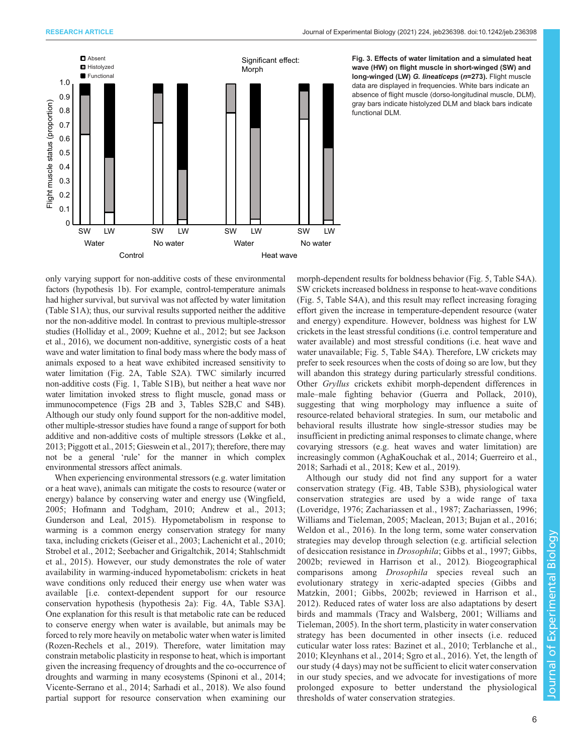Fig. 3. **Effects of water limitation and a simulated heat wave (HW) on flight muscle in short-winged (SW) and long-winged (LW) *G. lineaticeps* (*n*=273).** Flight muscle data are displayed in frequencies. White bars indicate an absence of flight muscle (dorso-longitudinal muscle, DLM), gray bars indicate histolyzed DLM and black bars indicate functional DLM.

only varying support for non-additive costs of these environmental factors (hypothesis 1b). For example, control-temperature animals had higher survival, but survival was not affected by water limitation (Table S1A); thus, our survival results supported neither the additive nor the non-additive model. In contrast to previous multiple-stressor studies (Holliday et al., 2009; Kuehne et al., 2012; but see Jackson et al., 2016), we document non-additive, synergistic costs of a heat wave and water limitation to final body mass where the body mass of animals exposed to a heat wave exhibited increased sensitivity to water limitation (Fig. 2A, Table S2A). TWC similarly incurred non-additive costs (Fig. 1, Table S1B), but neither a heat wave nor water limitation invoked stress to flight muscle, gonad mass or immunocompetence (Figs 2B and 3, Tables S2B,C and S4B). Although our study only found support for the non-additive model, other multiple-stressor studies have found a range of support for both additive and non-additive costs of multiple stressors (Løkke et al., 2013; Piggott et al., 2015; Gieswein et al., 2017); therefore, there may not be a general 'rule' for the manner in which complex environmental stressors affect animals.

When experiencing environmental stressors (e.g. water limitation or a heat wave), animals can mitigate the costs to resource (water or energy) balance by conserving water and energy use (Wingfield, 2005; Hofmann and Todgham, 2010; Andrew et al., 2013; Gunderson and Leal, 2015). Hypometabolism in response to warming is a common energy conservation strategy for many taxa, including crickets (Geiser et al., 2003; Lachenicht et al., 2010; Strobel et al., 2012; Seebacher and Grigaltchik, 2014; Stahlschmidt et al., 2015). However, our study demonstrates the role of water availability in warming-induced hypometabolism: crickets in heat wave conditions only reduced their energy use when water was available [i.e. context-dependent support for our resource conservation hypothesis (hypothesis 2a): Fig. 4A, Table S3A]. One explanation for this result is that metabolic rate can be reduced to conserve energy when water is available, but animals may be forced to rely more heavily on metabolic water when water is limited (Rozen-Rechels et al., 2019). Therefore, water limitation may constrain metabolic plasticity in response to heat, which is important given the increasing frequency of droughts and the co-occurrence of droughts and warming in many ecosystems (Spinoni et al., 2014; Vicente-Serrano et al., 2014; Sarhadi et al., 2018). We also found partial support for resource conservation when examining our morph-dependent results for boldness behavior (Fig. 5, Table S4A). SW crickets increased boldness in response to heat-wave conditions (Fig. 5, Table S4A), and this result may reflect increasing foraging effort given the increase in temperature-dependent resource (water and energy) expenditure. However, boldness was highest for LW crickets in the least stressful conditions (i.e. control temperature and water available) and most stressful conditions (i.e. heat wave and water unavailable; Fig. 5, Table S4A). Therefore, LW crickets may prefer to seek resources when the costs of doing so are low, but they will abandon this strategy during particularly stressful conditions. Other *Gryllus* crickets exhibit morph-dependent differences in male–male fighting behavior (Guerra and Pollack, 2010), suggesting that wing morphology may influence a suite of resource-related behavioral strategies. In sum, our metabolic and behavioral results illustrate how single-stressor studies may be insufficient in predicting animal responses to climate change, where covarying stressors (e.g. heat waves and water limitation) are increasingly common (AghaKouchak et al., 2014; Guerreiro et al., 2018; Sarhadi et al., 2018; Kew et al., 2019).

Although our study did not find any support for a water conservation strategy (Fig. 4B, Table S3B), physiological water conservation strategies are used by a wide range of taxa (Loveridge, 1976; Zachariassen et al., 1987; Zachariassen, 1996; Williams and Tieleman, 2005; Maclean, 2013; Bujan et al., 2016; Weldon et al., 2016). In the long term, some water conservation strategies may develop through selection (e.g. artificial selection of desiccation resistance in *Drosophila*; Gibbs et al., 1997; Gibbs, 2002b; reviewed in Harrison et al., 2012). Biogeographical comparisons among *Drosophila* species reveal such an evolutionary strategy in xeric-adapted species (Gibbs and Matzkin, 2001; Gibbs, 2002b; reviewed in Harrison et al., 2012). Reduced rates of water loss are also adaptations by desert birds and mammals (Tracy and Walsberg, 2001; Williams and Tieleman, 2005). In the short term, plasticity in water conservation strategy has been documented in other insects (i.e. reduced cuticular water loss rates: Bazinet et al., 2010; Terblanche et al., 2010; Kleynhans et al., 2014; Sgro et al., 2016). Yet, the length of our study (4 days) may not be sufficient to elicit water conservation in our study species, and we advocate for investigations of more prolonged exposure to better understand the physiological thresholds of water conservation strategies.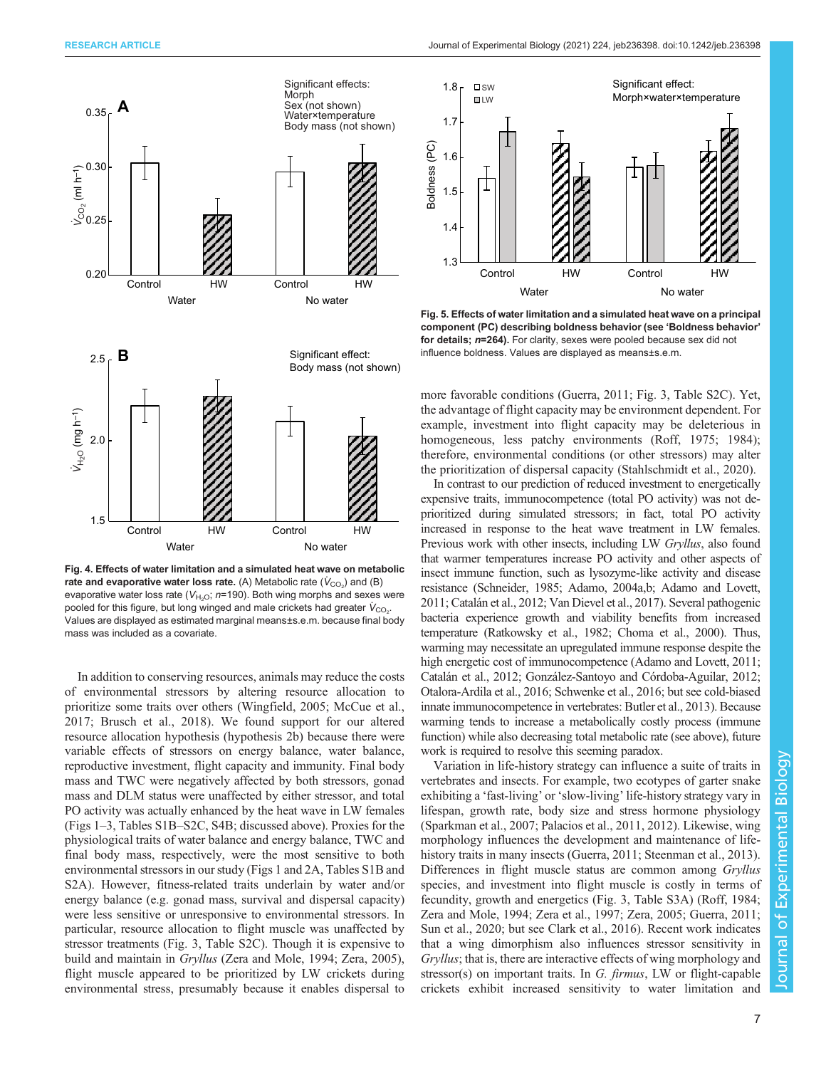Fig. 4. Effects of water limitation and a simulated heat wave on metabolic rate and evaporative water loss rate. (A) Metabolic rate ($\dot{V}_{CO_2}$) and (B) evaporative water loss rate ($\dot{V}_{H_2O}$; $n$=190). Both wing morphs and sexes were pooled for this figure, but long winged and male crickets had greater $\dot{V}_{CO_2}$. Values are displayed as estimated marginal means±s.e.m. because final body mass was included as a covariate.

Fig. 5. Effects of water limitation and a simulated heat wave on a principal component (PC) describing boldness behavior (see 'Boldness behavior' for details; $n$=264). For clarity, sexes were pooled because sex did not influence boldness. Values are displayed as means±s.e.m.

In addition to conserving resources, animals may reduce the costs of environmental stressors by altering resource allocation to prioritize some traits over others (Wingfield, 2005; McCue et al., 2017; Brusch et al., 2018). We found support for our altered resource allocation hypothesis (hypothesis 2b) because there were variable effects of stressors on energy balance, water balance, reproductive investment, flight capacity and immunity. Final body mass and TWC were negatively affected by both stressors, gonad mass and DLM status were unaffected by either stressor, and total PO activity was actually enhanced by the heat wave in LW females (Figs 1–3, Tables S1B–S2C, S4B; discussed above). Proxies for the physiological traits of water balance and energy balance, TWC and final body mass, respectively, were the most sensitive to both environmental stressors in our study (Figs 1 and 2A, Tables S1B and S2A). However, fitness-related traits underlain by water and/or energy balance (e.g. gonad mass, survival and dispersal capacity) were less sensitive or unresponsive to environmental stressors. In particular, resource allocation to flight muscle was unaffected by stressor treatments (Fig. 3, Table S2C). Though it is expensive to build and maintain in *Gryllus* (Zera and Mole, 1994; Zera, 2005), flight muscle appeared to be prioritized by LW crickets during environmental stress, presumably because it enables dispersal to more favorable conditions (Guerra, 2011; Fig. 3, Table S2C). Yet, the advantage of flight capacity may be environment dependent. For example, investment into flight capacity may be deleterious in homogeneous, less patchy environments (Roff, 1975; 1984); therefore, environmental conditions (or other stressors) may alter the prioritization of dispersal capacity (Stahlschmidt et al., 2020).

In contrast to our prediction of reduced investment to energetically expensive traits, immunocompetence (total PO activity) was not de-prioritized during simulated stressors; in fact, total PO activity increased in response to the heat wave treatment in LW females. Previous work with other insects, including LW *Gryllus*, also found that warmer temperatures increase PO activity and other aspects of insect immune function, such as lysozyme-like activity and disease resistance (Schneider, 1985; Adamo, 2004a,b; Adamo and Lovett, 2011; Catalán et al., 2012; Van Dievel et al., 2017). Several pathogenic bacteria experience growth and viability benefits from increased temperature (Ratkowsky et al., 1982; Choma et al., 2000). Thus, warming may necessitate an upregulated immune response despite the high energetic cost of immunocompetence (Adamo and Lovett, 2011; Catalán et al., 2012; González-Santoyo and Córdoba-Aguilar, 2012; Otalora-Ardila et al., 2016; Schwenke et al., 2016; but see cold-biased innate immunocompetence in vertebrates: Butler et al., 2013). Because warming tends to increase a metabolically costly process (immune function) while also decreasing total metabolic rate (see above), future work is required to resolve this seeming paradox.

Variation in life-history strategy can influence a suite of traits in vertebrates and insects. For example, two ecotypes of garter snake exhibiting a 'fast-living' or 'slow-living' life-history strategy vary in lifespan, growth rate, body size and stress hormone physiology (Sparkman et al., 2007; Palacios et al., 2011, 2012). Likewise, wing morphology influences the development and maintenance of life-history traits in many insects (Guerra, 2011; Steenman et al., 2013). Differences in flight muscle status are common among *Gryllus* species, and investment into flight muscle is costly in terms of fecundity, growth and energetics (Fig. 3, Table S3A) (Roff, 1984; Zera and Mole, 1994; Zera et al., 1997; Zera, 2005; Guerra, 2011; Sun et al., 2020; but see Clark et al., 2016). Recent work indicates that a wing dimorphism also influences stressor sensitivity in *Gryllus*; that is, there are interactive effects of wing morphology and stressor(s) on important traits. In *G. firmus*, LW or flight-capable crickets exhibit increased sensitivity to water limitation and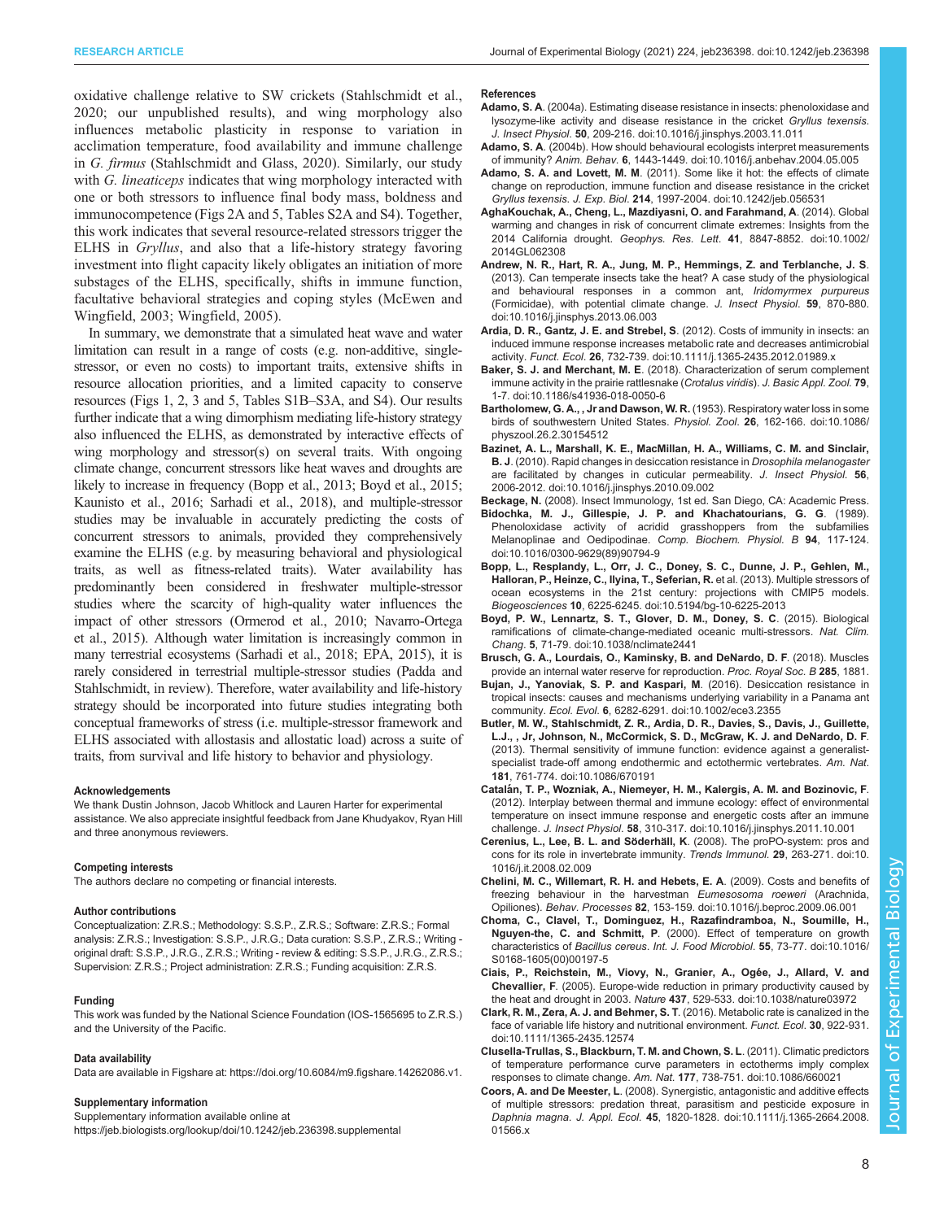oxidative challenge relative to SW crickets (Stahlschmidt et al., 2020; our unpublished results), and wing morphology also influences metabolic plasticity in response to variation in acclimation temperature, food availability and immune challenge in *G. firmus* (Stahlschmidt and Glass, 2020). Similarly, our study with *G. lineaticeps* indicates that wing morphology interacted with one or both stressors to influence final body mass, boldness and immunocompetence (Figs 2A and 5, Tables S2A and S4). Together, this work indicates that several resource-related stressors trigger the ELHS in *Gryllus*, and also that a life-history strategy favoring investment into flight capacity likely obligates an initiation of more substages of the ELHS, specifically, shifts in immune function, facultative behavioral strategies and coping styles (McEwen and Wingfield, 2003; Wingfield, 2005).

In summary, we demonstrate that a simulated heat wave and water limitation can result in a range of costs (e.g. non-additive, single-stressor, or even no costs) to important traits, extensive shifts in resource allocation priorities, and a limited capacity to conserve resources (Figs 1, 2, 3 and 5, Tables S1B–S3A, and S4). Our results further indicate that a wing dimorphism mediating life-history strategy also influenced the ELHS, as demonstrated by interactive effects of wing morphology and stressor(s) on several traits. With ongoing climate change, concurrent stressors like heat waves and droughts are likely to increase in frequency (Bopp et al., 2013; Boyd et al., 2015; Kaunisto et al., 2016; Sarhadi et al., 2018), and multiple-stressor studies may be invaluable in accurately predicting the costs of concurrent stressors to animals, provided they comprehensively examine the ELHS (e.g. by measuring behavioral and physiological traits, as well as fitness-related traits). Water availability has predominantly been considered in freshwater multiple-stressor studies where the scarcity of high-quality water influences the impact of other stressors (Ormerod et al., 2010; Navarro-Ortega et al., 2015). Although water limitation is increasingly common in many terrestrial ecosystems (Sarhadi et al., 2018; EPA, 2015), it is rarely considered in terrestrial multiple-stressor studies (Padda and Stahlschmidt, in review). Therefore, water availability and life-history strategy should be incorporated into future studies integrating both conceptual frameworks of stress (i.e. multiple-stressor framework and ELHS associated with allostasis and allostatic load) across a suite of traits, from survival and life history to behavior and physiology.

#### Acknowledgements
We thank Dustin Johnson, Jacob Whitlock and Lauren Harter for experimental assistance. We also appreciate insightful feedback from Jane Khudyakov, Ryan Hill and three anonymous reviewers.

#### Competing interests
The authors declare no competing or financial interests.

#### Author contributions
Conceptualization: Z.R.S.; Methodology: S.S.P., Z.R.S.; Software: Z.R.S.; Formal analysis: Z.R.S.; Investigation: S.S.P., J.R.G.; Data curation: S.S.P., Z.R.S.; Writing - original draft: S.S.P., J.R.G., Z.R.S.; Writing - review & editing: S.S.P., J.R.G., Z.R.S.; Supervision: Z.R.S.; Project administration: Z.R.S.; Funding acquisition: Z.R.S.

#### Funding
This work was funded by the National Science Foundation (IOS-1565695 to Z.R.S.) and the University of the Pacific.

#### Data availability
Data are available in Figshare at: https://doi.org/10.6084/m9.figshare.14262086.v1.

#### Supplementary information
Supplementary information available online at
https://jeb.biologists.org/lookup/doi/10.1242/jeb.236398.supplemental

#### References
**Adamo, S. A.** (2004a). Estimating disease resistance in insects: phenoloxidase and lysozyme-like activity and disease resistance in the cricket *Gryllus texensis*. *J. Insect Physiol.* **50**, 209-216. doi:10.1016/j.jinsphys.2003.11.011

**Adamo, S. A.** (2004b). How should behavioural ecologists interpret measurements of immunity? *Anim. Behav.* **6**, 1443-1449. doi:10.1016/j.anbehav.2004.05.005

**Adamo, S. A. and Lovett, M. M.** (2011). Some like it hot: the effects of climate change on reproduction, immune function and disease resistance in the cricket *Gryllus texensis*. *J. Exp. Biol.* **214**, 1997-2004. doi:10.1242/jeb.056531

**AghaKouchak, A., Cheng, L., Mazdiyasni, O. and Farahmand, A.** (2014). Global warming and changes in risk of concurrent climate extremes: Insights from the 2014 California drought. *Geophys. Res. Lett.* **41**, 8847-8852. doi:10.1002/2014GL062308

**Andrew, N. R., Hart, R. A., Jung, M. P., Hemmings, Z. and Terblanche, J. S.** (2013). Can temperate insects take the heat? A case study of the physiological and behavioural responses in a common ant, *Iridomyrmex purpureus* (Formicidae), with potential climate change. *J. Insect Physiol.* **59**, 870-880. doi:10.1016/j.jinsphys.2013.06.003

**Ardia, D. R., Gantz, J. E. and Strebel, S.** (2012). Costs of immunity in insects: an induced immune response increases metabolic rate and decreases antimicrobial activity. *Funct. Ecol.* **26**, 732-739. doi:10.1111/j.1365-2435.2012.01989.x

**Baker, S. J. and Merchant, M. E.** (2018). Characterization of serum complement immune activity in the prairie rattlesnake (*Crotalus viridis*). *J. Basic Appl. Zool.* **79**, 1-7. doi:10.1186/s41936-018-0050-6

**Bartholomew, G. A., , Jr and Dawson, W. R.** (1953). Respiratory water loss in some birds of southwestern United States. *Physiol. Zool.* **26**, 162-166. doi:10.1086/physzool.26.2.30154512

**Bazinet, A. L., Marshall, K. E., MacMillan, H. A., Williams, C. M. and Sinclair, B. J.** (2010). Rapid changes in desiccation resistance in *Drosophila melanogaster* are facilitated by changes in cuticular permeability. *J. Insect Physiol.* **56**, 2006-2012. doi:10.1016/j.jinsphys.2010.09.002

**Beckage, N.** (2008). Insect Immunology, 1st ed. San Diego, CA: Academic Press.

**Bidochka, M. J., Gillespie, J. P. and Khachatourians, G. G.** (1989). Phenoloxidase activity of acridid grasshoppers from the subfamilies Melanoplinae and Oedipodinae. *Comp. Biochem. Physiol. B* **94**, 117-124. doi:10.1016/0300-9629(89)90794-9

**Bopp, L., Resplandy, L., Orr, J. C., Doney, S. C., Dunne, J. P., Gehlen, M., Halloran, P., Heinze, C., Ilyina, T., Seferian, R.** et al. (2013). Multiple stressors of ocean ecosystems in the 21st century: projections with CMIP5 models. *Biogeosciences* **10**, 6225-6245. doi:10.5194/bg-10-6225-2013

**Boyd, P. W., Lennartz, S. T., Glover, D. M., Doney, S. C.** (2015). Biological ramifications of climate-change-mediated oceanic multi-stressors. *Nat. Clim. Chang.* **5**, 71-79. doi:10.1038/nclimate2441

**Brusch, G. A., Lourdais, O., Kaminsky, B. and DeNardo, D. F.** (2018). Muscles provide an internal water reserve for reproduction. *Proc. Royal Soc. B* **285**, 1881.

**Bujan, J., Yanoviak, S. P. and Kaspari, M.** (2016). Desiccation resistance in tropical insects: causes and mechanisms underlying variability in a Panama ant community. *Ecol. Evol.* **6**, 6282-6291. doi:10.1002/ece3.2355

**Butler, M. W., Stahlschmidt, Z. R., Ardia, D. R., Davies, S., Davis, J., Guillette, L.J., , Jr, Johnson, N., McCormick, S. D., McGraw, K. J. and DeNardo, D. F.** (2013). Thermal sensitivity of immune function: evidence against a generalist-specialist trade-off among endothermic and ectothermic vertebrates. *Am. Nat.* **181**, 761-774. doi:10.1086/670191

**Catalán, T. P., Wozniak, A., Niemeyer, H. M., Kalergis, A. M. and Bozinovic, F.** (2012). Interplay between thermal and immune ecology: effect of environmental temperature on insect immune response and energetic costs after an immune challenge. *J. Insect Physiol.* **58**, 310-317. doi:10.1016/j.jinsphys.2011.10.001

**Cerenius, L., Lee, B. L. and Söderhäll, K.** (2008). The proPO-system: pros and cons for its role in invertebrate immunity. *Trends Immunol.* **29**, 263-271. doi:10.1016/j.it.2008.02.009

**Chelini, M. C., Willemart, R. H. and Hebets, E. A.** (2009). Costs and benefits of freezing behaviour in the harvestman *Eumesosoma roeweri* (Arachnida, Opiliones). *Behav. Processes* **82**, 153-159. doi:10.1016/j.beproc.2009.06.001

**Choma, C., Clavel, T., Dominguez, H., Razafindramboa, N., Soumille, H., Nguyen-the, C. and Schmitt, P.** (2000). Effect of temperature on growth characteristics of *Bacillus cereus*. *Int. J. Food Microbiol.* **55**, 73-77. doi:10.1016/S0168-1605(00)00197-5

**Ciais, P., Reichstein, M., Viovy, N., Granier, A., Ogée, J., Allard, V. and Chevallier, F.** (2005). Europe-wide reduction in primary productivity caused by the heat and drought in 2003. *Nature* **437**, 529-533. doi:10.1038/nature03972

**Clark, R. M., Zera, A. J. and Behmer, S. T.** (2016). Metabolic rate is canalized in the face of variable life history and nutritional environment. *Funct. Ecol.* **30**, 922-931. doi:10.1111/1365-2435.12574

**Clusella-Trullas, S., Blackburn, T. M. and Chown, S. L.** (2011). Climatic predictors of temperature performance curve parameters in ectotherms imply complex responses to climate change. *Am. Nat.* **177**, 738-751. doi:10.1086/660021

**Coors, A. and De Meester, L.** (2008). Synergistic, antagonistic and additive effects of multiple stressors: predation threat, parasitism and pesticide exposure in *Daphnia magna*. *J. Appl. Ecol.* **45**, 1820-1828. doi:10.1111/j.1365-2664.2008.01566.x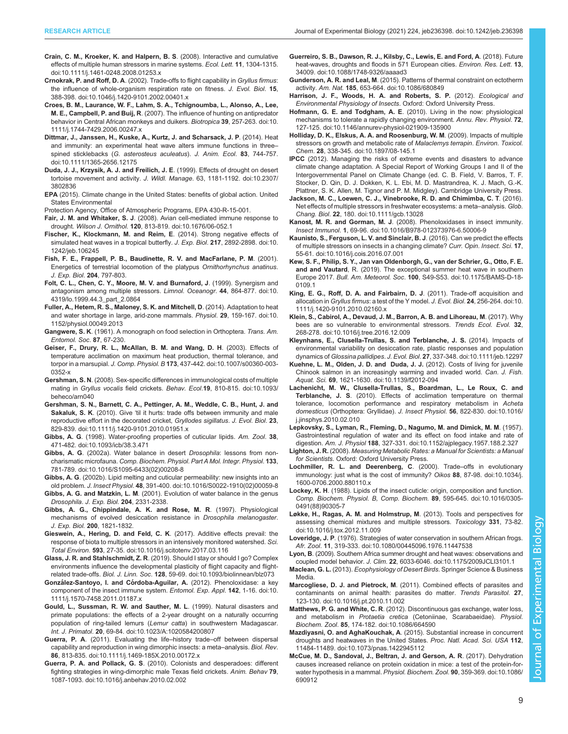**Crain, C. M., Kroeker, K. and Halpern, B. S**. (2008). Interactive and cumulative effects of multiple human stressors in marine systems. *Ecol. Lett.* **11**, 1304-1315. doi:10.1111/j.1461-0248.2008.01253.x

**Crnokrak, P. and Roff, D. A**. (2002). Trade-offs to flight capability in *Gryllus firmus*: the influence of whole-organism respiration rate on fitness. *J. Evol. Biol.* **15**, 388-398. doi:10.1046/j.1420-9101.2002.00401.x

**Croes, B. M., Laurance, W. F., Lahm, S. A., Tchignoumba, L., Alonso, A., Lee, M. E., Campbell, P. and Buij, R**. (2007). The influence of hunting on antipredator behavior in Central African monkeys and duikers. *Biotropica* **39**, 257-263. doi:10.1111/j.1744-7429.2006.00247.x

**Dittmar, J., Janssen, H., Kuske, A., Kurtz, J. and Scharsack, J. P**. (2014). Heat and immunity: an experimental heat wave alters immune functions in three–spined sticklebacks (*G. asterosteus aculeatus*). *J. Anim. Ecol.* **83**, 744-757. doi:10.1111/1365-2656.12175

**Duda, J. J., Krzysik, A. J. and Freilich, J. E**. (1999). Effects of drought on desert tortoise movement and activity. *J. Wildl. Manage.* 63, 1181-1192. doi:10.2307/3802836

**EPA** (2015). Climate change in the United States: benefits of global action. United States Environmental

Protection Agency, Office of Atmospheric Programs, EPA 430-R-15-001.

**Fair, J. M. and Whitaker, S. J**. (2008). Avian cell-mediated immune response to drought. *Wilson J. Ornithol.* **120**, 813-819. doi:10.1676/06-052.1

**Fischer, K., Klockmann, M. and Reim, E**. (2014). Strong negative effects of simulated heat waves in a tropical butterfly. *J. Exp. Biol.* **217**, 2892-2898. doi:10.1242/jeb.106245

**Fish, F. E., Frappell, P. B., Baudinette, R. V. and MacFarlane, P. M**. (2001). Energetics of terrestrial locomotion of the platypus *Ornithorhynchus anatinus*. *J. Exp. Biol.* **204**, 797-803.

**Folt, C. L., Chen, C. Y., Moore, M. V. and Burnaford, J**. (1999). Synergism and antagonism among multiple stressors. *Limnol. Oceanogr.* **44**, 864-877. doi:10.4319/lo.1999.44.3_part_2.0864

**Fuller, A., Hetem, R. S., Maloney, S. K. and Mitchell, D**. (2014). Adaptation to heat and water shortage in large, arid-zone mammals. *Physiol.* **29**, 159-167. doi:10.1152/physiol.00049.2013

**Gangwere, S. K**. (1961). A monograph on food selection in Orthoptera. *Trans. Am. Entomol. Soc.* **87**, 67-230.

**Geiser, F., Drury, R. L., McAllan, B. M. and Wang, D. H**. (2003). Effects of temperature acclimation on maximum heat production, thermal tolerance, and torpor in a marsupial. *J. Comp. Physiol. B* **173**, 437-442. doi:10.1007/s00360-003-0352-x

**Gershman, S. N**. (2008). Sex-specific differences in immunological costs of multiple mating in *Gryllus vocalis* field crickets. *Behav. Ecol.***19**, 810-815. doi:10.1093/beheco/arn040

**Gershman, S. N., Barnett, C. A., Pettinger, A. M., Weddle, C. B., Hunt, J. and Sakaluk, S. K**. (2010). Give 'til it hurts: trade offs between immunity and male reproductive effort in the decorated cricket, *Gryllodes sigillatus*. *J. Evol. Biol.* **23**, 829-839. doi:10.1111/j.1420-9101.2010.01951.x

**Gibbs, A. G**. (1998). Water-proofing properties of cuticular lipids. *Am. Zool.* **38**, 471-482. doi:10.1093/icb/38.3.471

**Gibbs, A. G**. (2002a). Water balance in desert *Drosophila*: lessons from non-charismatic microfauna. *Comp. Biochem. Physiol. Part A Mol. Integr. Physiol.* **133**, 781-789. doi:10.1016/S1095-6433(02)00208-8

**Gibbs, A. G**. (2002b). Lipid melting and cuticular permeability: new insights into an old problem. *J. Insect Physiol.* **48**, 391-400. doi:10.1016/S0022-1910(02)00059-8

**Gibbs, A. G. and Matzkin, L. M**. (2001). Evolution of water balance in the genus *Drosophila*. *J. Exp. Biol.* **204**, 2331-2338.

**Gibbs, A. G., Chippindale, A. K. and Rose, M. R**. (1997). Physiological mechanisms of evolved desiccation resistance in *Drosophila melanogaster*. *J. Exp. Biol.* **200**, 1821-1832.

**Gieswein, A., Hering, D. and Feld, C. K**. (2017). Additive effects prevail: the response of biota to multiple stressors in an intensively monitored watershed. *Sci. Total Environ.* **593**, 27-35. doi:10.1016/j.scitotenv.2017.03.116

**Glass, J. R. and Stahlschmidt, Z. R**. (2019). Should I stay or should I go? Complex environments influence the developmental plasticity of flight capacity and flight-related trade-offs. *Biol. J. Linn. Soc.* **128**, 59-69. doi:10.1093/biolinnean/blz073

**González-Santoyo, I. and Córdoba-Aguilar, A**. (2012). Phenoloxidase: a key component of the insect immune system. *Entomol. Exp. Appl.* **142**, 1-16. doi:10.1111/j.1570-7458.2011.01187.x

**Gould, L., Sussman, R. W. and Sauther, M. L**. (1999). Natural disasters and primate populations: the effects of a 2-year drought on a naturally occurring population of ring-tailed lemurs (*Lemur catta*) in southwestern Madagascar. *Int. J. Primatol.* **20**, 69-84. doi:10.1023/A:1020584200807

**Guerra, P. A**. (2011). Evaluating the life–history trade–off between dispersal capability and reproduction in wing dimorphic insects: a meta–analysis. *Biol. Rev.* **86**, 813-835. doi:10.1111/j.1469-185X.2010.00172.x

**Guerra, P. A. and Pollack, G. S**. (2010). Colonists and desperadoes: different fighting strategies in wing-dimorphic male Texas field crickets. *Anim. Behav* **79**, 1087-1093. doi:10.1016/j.anbehav.2010.02.002

**Guerreiro, S. B., Dawson, R. J., Kilsby, C., Lewis, E. and Ford, A**. (2018). Future heat-waves, droughts and floods in 571 European cities. *Environ. Res. Lett.* **13**, 34009. doi:10.1088/1748-9326/aaaad3

**Gunderson, A. R. and Leal, M**. (2015). Patterns of thermal constraint on ectotherm activity. *Am. Nat.* **185**, 653-664. doi:10.1086/680849

**Harrison, J. F., Woods, H. A. and Roberts, S. P.** (2012). *Ecological and Environmental Physiology of Insects*. Oxford: Oxford University Press.

**Hofmann, G. E. and Todgham, A. E**. (2010). Living in the now: physiological mechanisms to tolerate a rapidly changing environment. *Annu. Rev. Physiol.* **72**, 127-125. doi:10.1146/annurev-physiol-021909-135900

**Holliday, D. K., Elskus, A. A. and Roosenburg, W. M**. (2009). Impacts of multiple stressors on growth and metabolic rate of *Malaclemys terrapin*. *Environ. Toxicol. Chem.* **28**, 338-345. doi:10.1897/08-145.1

**IPCC** (2012). Managing the risks of extreme events and disasters to advance climate change adaptation. A Special Report of Working Groups I and II of the Intergovernmental Panel on Climate Change (ed. C. B. Field, V. Barros, T. F. Stocker, D. Qin, D. J. Dokken, K. L. Ebi, M. D. Mastrandrea, K. J. Mach, G.-K. Plattner, S. K. Allen, M. Tignor and P. M. Midgley). Cambridge University Press.

**Jackson, M. C., Loewen, C. J., Vinebrooke, R. D. and Chimimba, C. T**. (2016). Net effects of multiple stressors in freshwater ecosystems: a meta–analysis. *Glob. Chang. Biol.* **22**, 180. doi:10.1111/gcb.13028

**Kanost, M. R. and Gorman, M. J**. (2008). Phenoloxidases in insect immunity. *Insect Immunol.* **1**, 69-96. doi:10.1016/B978-012373976-6.50006-9

**Kaunisto, S., Ferguson, L. V. and Sinclair, B. J**. (2016). Can we predict the effects of multiple stressors on insects in a changing climate? *Curr. Opin. Insect. Sci.* **17**, 55-61. doi:10.1016/j.cois.2016.07.001

**Kew, S. F., Philip, S. Y., Jan van Oldenborgh, G., van der Schrier, G., Otto, F. E. and Vautard**, R. (2019). The exceptional summer heat wave in southern Europe 2017. *Bull. Am. Meteorol. Soc.* **100**, S49-S53. doi:10.1175/BAMS-D-18-0109.1

**King, E. G., Roff, D. A. and Fairbairn, D. J**. (2011). Trade-off acquisition and allocation in *Gryllus firmus*: a test of the Y model. *J. Evol. Biol.* **24**, 256-264. doi:10.1111/j.1420-9101.2010.02160.x

**Klein, S., Cabirol, A., Devaud, J. M., Barron, A. B. and Lihoreau, M**. (2017). Why bees are so vulnerable to environmental stressors. *Trends Ecol. Evol.* **32**, 268-278. doi:10.1016/j.tree.2016.12.009

**Kleynhans, E., Clusella-Trullas, S. and Terblanche, J. S**. (2014). Impacts of environmental variability on desiccation rate, plastic responses and population dynamics of *Glossina pallidipes*. *J. Evol. Biol.* **27**, 337-348. doi:10.1111/jeb.12297

**Kuehne, L. M., Olden, J. D. and Duda, J. J**. (2012). Costs of living for juvenile Chinook salmon in an increasingly warming and invaded world. *Can. J. Fish. Aquat. Sci.* **69**, 1621-1630. doi:10.1139/f2012-094

**Lachenicht, M. W., Clusella-Trullas, S., Boardman, L., Le Roux, C. and Terblanche, J. S**. (2010). Effects of acclimation temperature on thermal tolerance, locomotion performance and respiratory metabolism in *Acheta domesticus* (Orthoptera: Gryllidae). *J. Insect Physiol.* **56**, 822-830. doi:10.1016/j.jinsphys.2010.02.010

**Lepkovsky, S., Lyman, R., Fleming, D., Nagumo, M. and Dimick, M. M**. (1957). Gastrointestinal regulation of water and its effect on food intake and rate of digestion. *Am. J. Physiol* **188**, 327-331. doi:10.1152/ajplegacy.1957.188.2.327

**Lighton, J. R.** (2008). *Measuring Metabolic Rates: a Manual for Scientists: a Manual for Scientists*. Oxford: Oxford University Press.

**Lochmiller, R. L. and Deerenberg, C**. (2000). Trade–offs in evolutionary immunology: just what is the cost of immunity? *Oikos* **88**, 87-98. doi:10.1034/j.1600-0706.2000.880110.x

**Lockey, K. H**. (1988). Lipids of the insect cuticle: origin, composition and function. *Comp. Biochem. Physiol. B, Comp. Biochem.* **89**, 595-645. doi:10.1016/0305-0491(88)90305-7

**Løkke, H., Ragas, A. M. and Holmstrup, M**. (2013). Tools and perspectives for assessing chemical mixtures and multiple stressors. *Toxicology* **331**, 73-82. doi:10.1016/j.tox.2012.11.009

**Loveridge, J. P**. (1976). Strategies of water conservation in southern African frogs. *Afr. Zool.* **11**, 319-333. doi:10.1080/00445096.1976.11447538

**Lyon, B**. (2009). Southern Africa summer drought and heat waves: observations and coupled model behavior. *J. Clim.* **22**, 6033-6046. doi:10.1175/2009JCLI3101.1

**Maclean, G. L.** (2013). *Ecophysiology of Desert Birds*. Springer Science & Business Media.

**Marcogliese, D. J. and Pietrock, M**. (2011). Combined effects of parasites and contaminants on animal health: parasites do matter. *Trends Parasitol.* **27**, 123-130. doi:10.1016/j.pt.2010.11.002

**Matthews, P. G. and White, C. R**. (2012). Discontinuous gas exchange, water loss, and metabolism in *Protaetia cretica* (Cetoniinae, Scarabaeidae). *Physiol. Biochem. Zool.* **85**, 174-182. doi:10.1086/664590

**Mazdiyasni, O. and AghaKouchak, A**. (2015). Substantial increase in concurrent droughts and heatwaves in the United States. *Proc. Natl. Acad. Sci. USA* **112**, 11484-11489. doi:10.1073/pnas.1422945112

**McCue, M. D., Sandoval, J., Beltran, J. and Gerson, A. R**. (2017). Dehydration causes increased reliance on protein oxidation in mice: a test of the protein-for-water hypothesis in a mammal. *Physiol. Biochem. Zool.* **90**, 359-369. doi:10.1086/690912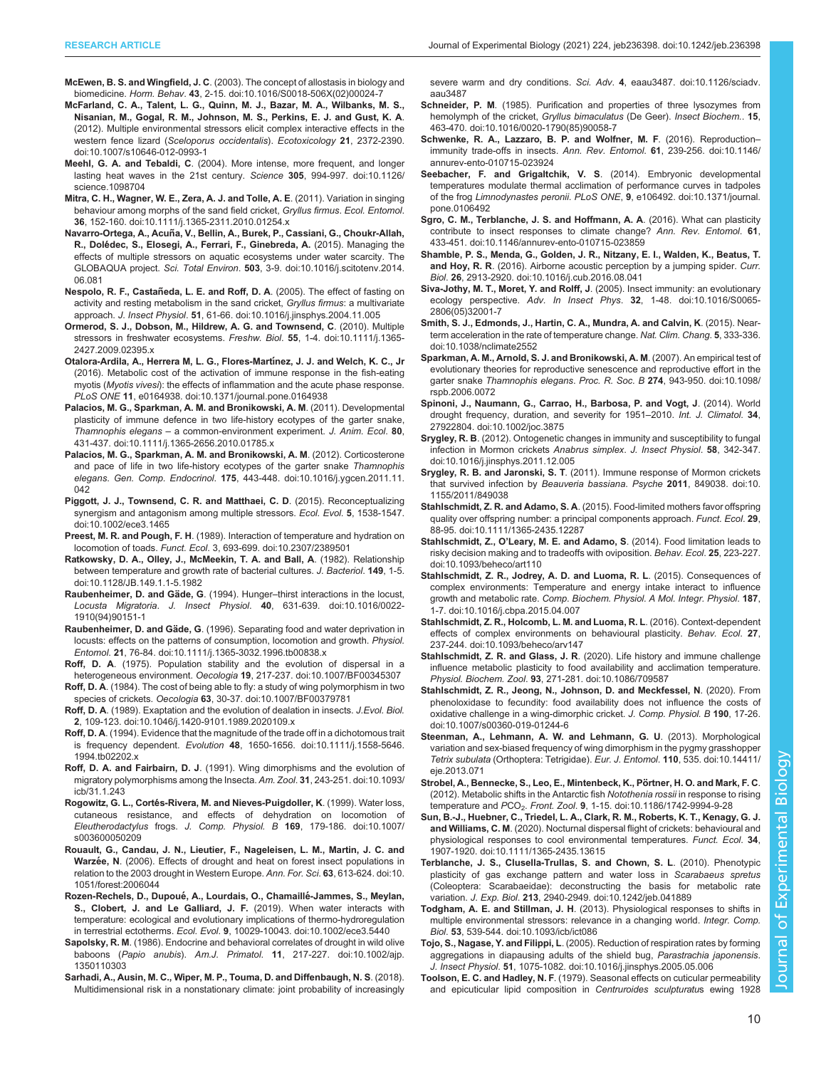**McEwen, B. S. and Wingfield, J. C**. (2003). The concept of allostasis in biology and biomedicine. *Horm. Behav*. **43**, 2-15. doi:10.1016/S0018-506X(02)00024-7

**McFarland, C. A., Talent, L. G., Quinn, M. J., Bazar, M. A., Wilbanks, M. S., Nisanian, M., Gogal, R. M., Johnson, M. S., Perkins, E. J. and Gust, K. A**. (2012). Multiple environmental stressors elicit complex interactive effects in the western fence lizard (*Sceloporus occidentalis*). *Ecotoxicology* **21**, 2372-2390. doi:10.1007/s10646-012-0993-1

**Meehl, G. A. and Tebaldi, C**. (2004). More intense, more frequent, and longer lasting heat waves in the 21st century. *Science* **305**, 994-997. doi:10.1126/science.1098704

**Mitra, C. H., Wagner, W. E., Zera, A. J. and Tolle, A. E**. (2011). Variation in singing behaviour among morphs of the sand field cricket, *Gryllus firmus*. *Ecol. Entomol*. **36**, 152-160. doi:10.1111/j.1365-2311.2010.01254.x

**Navarro-Ortega, A., Acuña, V., Bellin, A., Burek, P., Cassiani, G., Choukr-Allah, R., Dolédec, S., Elosegi, A., Ferrari, F., Ginebreda, A.** (2015). Managing the effects of multiple stressors on aquatic ecosystems under water scarcity. The GLOBAQUA project. *Sci. Total Environ*. **503**, 3-9. doi:10.1016/j.scitotenv.2014.06.081

**Nespolo, R. F., Castañeda, L. E. and Roff, D. A**. (2005). The effect of fasting on activity and resting metabolism in the sand cricket, *Gryllus firmus*: a multivariate approach. *J. Insect Physiol*. **51**, 61-66. doi:10.1016/j.jinsphys.2004.11.005

**Ormerod, S. J., Dobson, M., Hildrew, A. G. and Townsend, C**. (2010). Multiple stressors in freshwater ecosystems. *Freshw. Biol*. **55**, 1-4. doi:10.1111/j.1365-2427.2009.02395.x

**Otalora-Ardila, A., Herrera M, L. G., Flores-Martínez, J. J. and Welch, K. C., Jr** (2016). Metabolic cost of the activation of immune response in the fish-eating myotis (*Myotis vivesi*): the effects of inflammation and the acute phase response. *PLoS ONE* **11**, e0164938. doi:10.1371/journal.pone.0164938

**Palacios, M. G., Sparkman, A. M. and Bronikowski, A. M**. (2011). Developmental plasticity of immune defence in two life-history ecotypes of the garter snake, *Thamnophis elegans* – a common-environment experiment. *J. Anim. Ecol*. **80**, 431-437. doi:10.1111/j.1365-2656.2010.01785.x

**Palacios, M. G., Sparkman, A. M. and Bronikowski, A. M**. (2012). Corticosterone and pace of life in two life-history ecotypes of the garter snake *Thamnophis elegans*. *Gen. Comp. Endocrinol*. **175**, 443-448. doi:10.1016/j.ygcen.2011.11.042

**Piggott, J. J., Townsend, C. R. and Matthaei, C. D**. (2015). Reconceptualizing synergism and antagonism among multiple stressors. *Ecol. Evol*. **5**, 1538-1547. doi:10.1002/ece3.1465

**Preest, M. R. and Pough, F. H**. (1989). Interaction of temperature and hydration on locomotion of toads. *Funct. Ecol*. 3, 693-699. doi:10.2307/2389501

**Ratkowsky, D. A., Olley, J., McMeekin, T. A. and Ball, A**. (1982). Relationship between temperature and growth rate of bacterial cultures. *J. Bacteriol*. **149**, 1-5. doi:10.1128/JB.149.1.1-5.1982

**Raubenheimer, D. and Gäde, G**. (1994). Hunger–thirst interactions in the locust, *Locusta Migratoria*. *J. Insect Physiol*. **40**, 631-639. doi:10.1016/0022-1910(94)90151-1

**Raubenheimer, D. and Gäde, G**. (1996). Separating food and water deprivation in locusts: effects on the patterns of consumption, locomotion and growth. *Physiol. Entomol*. **21**, 76-84. doi:10.1111/j.1365-3032.1996.tb00838.x

**Roff, D. A**. (1975). Population stability and the evolution of dispersal in a heterogeneous environment. *Oecologia* **19**, 217-237. doi:10.1007/BF00345307

**Roff, D. A**. (1984). The cost of being able to fly: a study of wing polymorphism in two species of crickets. *Oecologia* **63**, 30-37. doi:10.1007/BF00379781

**Roff, D. A**. (1989). Exaptation and the evolution of dealation in insects. *J.Evol. Biol*. **2**, 109-123. doi:10.1046/j.1420-9101.1989.2020109.x

**Roff, D. A**. (1994). Evidence that the magnitude of the trade off in a dichotomous trait is frequency dependent. *Evolution* **48**, 1650-1656. doi:10.1111/j.1558-5646.1994.tb02202.x

**Roff, D. A. and Fairbairn, D. J**. (1991). Wing dimorphisms and the evolution of migratory polymorphisms among the Insecta. *Am. Zool*. **31**, 243-251. doi:10.1093/icb/31.1.243

**Rogowitz, G. L., Cortés-Rivera, M. and Nieves-Puigdoller, K**. (1999). Water loss, cutaneous resistance, and effects of dehydration on locomotion of *Eleutherodactylus* frogs. *J. Comp. Physiol. B* **169**, 179-186. doi:10.1007/s003600050209

**Rouault, G., Candau, J. N., Lieutier, F., Nageleisen, L. M., Martin, J. C. and Warzée, N**. (2006). Effects of drought and heat on forest insect populations in relation to the 2003 drought in Western Europe. *Ann. For. Sci*. **63**, 613-624. doi:10.1051/forest:2006044

**Rozen-Rechels, D., Dupoué, A., Lourdais, O., Chamaillé-Jammes, S., Meylan, S., Clobert, J. and Le Galliard, J. F.** (2019). When water interacts with temperature: ecological and evolutionary implications of thermo-hydroregulation in terrestrial ectotherms. *Ecol. Evol*. **9**, 10029-10043. doi:10.1002/ece3.5440

**Sapolsky, R. M**. (1986). Endocrine and behavioral correlates of drought in wild olive baboons (*Papio anubis*). *Am.J. Primatol*. **11**, 217-227. doi:10.1002/ajp.1350110303

**Sarhadi, A., Ausin, M. C., Wiper, M. P., Touma, D. and Diffenbaugh, N. S**. (2018). Multidimensional risk in a nonstationary climate: joint probability of increasingly severe warm and dry conditions. *Sci. Adv*. **4**, eaau3487. doi:10.1126/sciadv.aau3487

**Schneider, P. M**. (1985). Purification and properties of three lysozymes from hemolymph of the cricket, *Gryllus bimaculatus* (De Geer). *Insect Biochem.*. **15**, 463-470. doi:10.1016/0020-1790(85)90058-7

**Schwenke, R. A., Lazzaro, B. P. and Wolfner, M. F**. (2016). Reproduction–immunity trade-offs in insects. *Ann. Rev. Entomol*. **61**, 239-256. doi:10.1146/annurev-ento-010715-023924

**Seebacher, F. and Grigaltchik, V. S**. (2014). Embryonic developmental temperatures modulate thermal acclimation of performance curves in tadpoles of the frog *Limnodynastes peronii*. *PLoS ONE*, **9**, e106492. doi:10.1371/journal.pone.0106492

**Sgro, C. M., Terblanche, J. S. and Hoffmann, A. A**. (2016). What can plasticity contribute to insect responses to climate change? *Ann. Rev. Entomol*. **61**, 433-451. doi:10.1146/annurev-ento-010715-023859

**Shamble, P. S., Menda, G., Golden, J. R., Nitzany, E. I., Walden, K., Beatus, T. and Hoy, R. R**. (2016). Airborne acoustic perception by a jumping spider. *Curr. Biol*. **26**, 2913-2920. doi:10.1016/j.cub.2016.08.041

**Siva-Jothy, M. T., Moret, Y. and Rolff, J**. (2005). Insect immunity: an evolutionary ecology perspective. *Adv. In Insect Phys*. **32**, 1-48. doi:10.1016/S0065-2806(05)32001-7

**Smith, S. J., Edmonds, J., Hartin, C. A., Mundra, A. and Calvin, K**. (2015). Near-term acceleration in the rate of temperature change. *Nat. Clim. Chang*. **5**, 333-336. doi:10.1038/nclimate2552

**Sparkman, A. M., Arnold, S. J. and Bronikowski, A. M**. (2007). An empirical test of evolutionary theories for reproductive senescence and reproductive effort in the garter snake *Thamnophis elegans*. *Proc. R. Soc. B* **274**, 943-950. doi:10.1098/rspb.2006.0072

**Spinoni, J., Naumann, G., Carrao, H., Barbosa, P. and Vogt, J**. (2014). World drought frequency, duration, and severity for 1951–2010. *Int. J. Climatol*. **34**, 27922804. doi:10.1002/joc.3875

**Srygley, R. B**. (2012). Ontogenetic changes in immunity and susceptibility to fungal infection in Mormon crickets *Anabrus simplex*. *J. Insect Physiol*. **58**, 342-347. doi:10.1016/j.jinsphys.2011.12.005

**Srygley, R. B. and Jaronski, S. T**. (2011). Immune response of Mormon crickets that survived infection by *Beauveria bassiana*. *Psyche* **2011**, 849038. doi:10.1155/2011/849038

**Stahlschmidt, Z. R. and Adamo, S. A**. (2015). Food-limited mothers favor offspring quality over offspring number: a principal components approach. *Funct. Ecol*. **29**, 88-95. doi:10.1111/1365-2435.12287

**Stahlschmidt, Z., O'Leary, M. E. and Adamo, S**. (2014). Food limitation leads to risky decision making and to tradeoffs with oviposition. *Behav. Ecol*. **25**, 223-227. doi:10.1093/beheco/art110

**Stahlschmidt, Z. R., Jodrey, A. D. and Luoma, R. L**. (2015). Consequences of complex environments: Temperature and energy intake interact to influence growth and metabolic rate. *Comp. Biochem. Physiol. A Mol. Integr. Physiol*. **187**, 1-7. doi:10.1016/j.cbpa.2015.04.007

**Stahlschmidt, Z. R., Holcomb, L. M. and Luoma, R. L**. (2016). Context-dependent effects of complex environments on behavioural plasticity. *Behav. Ecol*. **27**, 237-244. doi:10.1093/beheco/arv147

**Stahlschmidt, Z. R. and Glass, J. R**. (2020). Life history and immune challenge influence metabolic plasticity to food availability and acclimation temperature. *Physiol. Biochem. Zool*. **93**, 271-281. doi:10.1086/709587

**Stahlschmidt, Z. R., Jeong, N., Johnson, D. and Meckfessel, N**. (2020). From phenoloxidase to fecundity: food availability does not influence the costs of oxidative challenge in a wing-dimorphic cricket. *J. Comp. Physiol. B* **190**, 17-26. doi:10.1007/s00360-019-01244-6

**Steenman, A., Lehmann, A. W. and Lehmann, G. U**. (2013). Morphological variation and sex-biased frequency of wing dimorphism in the pygmy grasshopper *Tetrix subulata* (Orthoptera: Tetrigidae). *Eur. J. Entomol*. **110**, 535. doi:10.14411/eje.2013.071

**Strobel, A., Bennecke, S., Leo, E., Mintenbeck, K., Pörtner, H. O. and Mark, F. C**. (2012). Metabolic shifts in the Antarctic fish *Notothenia rossii* in response to rising temperature and $PCO_2$. *Front. Zool*. **9**, 1-15. doi:10.1186/1742-9994-9-28

**Sun, B.-J., Huebner, C., Triedel, L. A., Clark, R. M., Roberts, K. T., Kenagy, G. J. and Williams, C. M**. (2020). Nocturnal dispersal flight of crickets: behavioural and physiological responses to cool environmental temperatures. *Funct. Ecol*. **34**, 1907-1920. doi:10.1111/1365-2435.13615

**Terblanche, J. S., Clusella-Trullas, S. and Chown, S. L**. (2010). Phenotypic plasticity of gas exchange pattern and water loss in *Scarabaeus spretus* (Coleoptera: Scarabaeidae): deconstructing the basis for metabolic rate variation. *J. Exp. Biol*. **213**, 2940-2949. doi:10.1242/jeb.041889

**Todgham, A. E. and Stillman, J. H**. (2013). Physiological responses to shifts in multiple environmental stressors: relevance in a changing world. *Integr. Comp. Biol*. **53**, 539-544. doi:10.1093/icb/ict086

**Tojo, S., Nagase, Y. and Filippi, L**. (2005). Reduction of respiration rates by forming aggregations in diapausing adults of the shield bug, *Parastrachia japonensis*. *J. Insect Physiol*. **51**, 1075-1082. doi:10.1016/j.jinsphys.2005.05.006

**Toolson, E. C. and Hadley, N. F**. (1979). Seasonal effects on cuticular permeability and epicuticular lipid composition in *Centruroides sculpturatu*s ewing 1928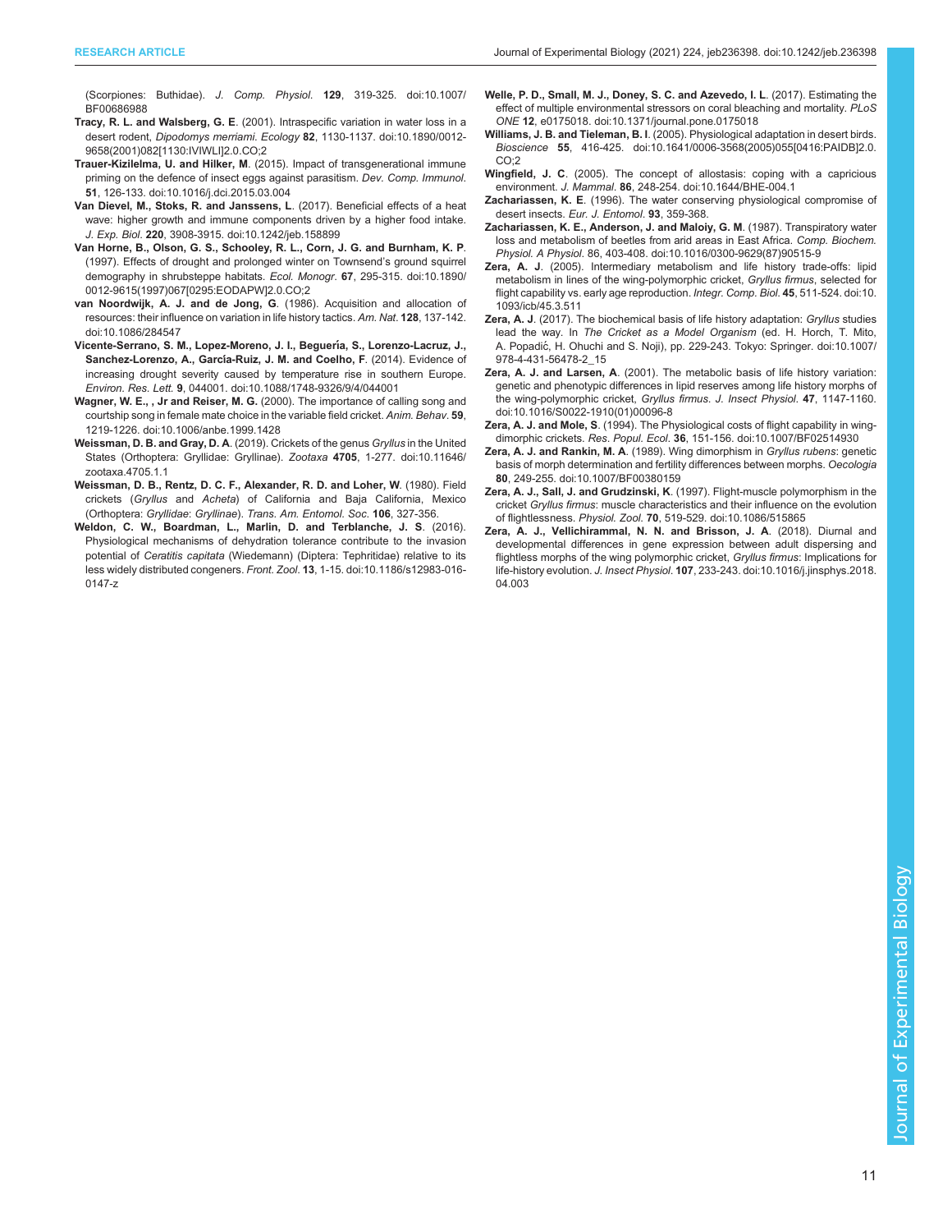(Scorpiones: Buthidae). *J. Comp. Physiol.* **129**, 319-325. doi:10.1007/BF00686988

**Tracy, R. L. and Walsberg, G. E.** (2001). Intraspecific variation in water loss in a desert rodent, *Dipodomys merriami*. *Ecology* **82**, 1130-1137. doi:10.1890/0012-9658(2001)082[1130:IVIWLI]2.0.CO;2

**Trauer-Kizilelma, U. and Hilker, M.** (2015). Impact of transgenerational immune priming on the defence of insect eggs against parasitism. *Dev. Comp. Immunol.* **51**, 126-133. doi:10.1016/j.dci.2015.03.004

**Van Dievel, M., Stoks, R. and Janssens, L.** (2017). Beneficial effects of a heat wave: higher growth and immune components driven by a higher food intake. *J. Exp. Biol.* **220**, 3908-3915. doi:10.1242/jeb.158899

**Van Horne, B., Olson, G. S., Schooley, R. L., Corn, J. G. and Burnham, K. P.** (1997). Effects of drought and prolonged winter on Townsend's ground squirrel demography in shrubsteppe habitats. *Ecol. Monogr.* **67**, 295-315. doi:10.1890/0012-9615(1997)067[0295:EODAPW]2.0.CO;2

**van Noordwijk, A. J. and de Jong, G.** (1986). Acquisition and allocation of resources: their influence on variation in life history tactics. *Am. Nat.* **128**, 137-142. doi:10.1086/284547

**Vicente-Serrano, S. M., Lopez-Moreno, J. I., Beguería, S., Lorenzo-Lacruz, J., Sanchez-Lorenzo, A., García-Ruiz, J. M. and Coelho, F.** (2014). Evidence of increasing drought severity caused by temperature rise in southern Europe. *Environ. Res. Lett.* **9**, 044001. doi:10.1088/1748-9326/9/4/044001

**Wagner, W. E., , Jr and Reiser, M. G.** (2000). The importance of calling song and courtship song in female mate choice in the variable field cricket. *Anim. Behav.* **59**, 1219-1226. doi:10.1006/anbe.1999.1428

**Weissman, D. B. and Gray, D. A.** (2019). Crickets of the genus *Gryllus* in the United States (Orthoptera: Gryllidae: Gryllinae). *Zootaxa* **4705**, 1-277. doi:10.11646/zootaxa.4705.1.1

**Weissman, D. B., Rentz, D. C. F., Alexander, R. D. and Loher, W.** (1980). Field crickets (*Gryllus* and *Acheta*) of California and Baja California, Mexico (Orthoptera: *Gryllidae*: *Gryllinae*). *Trans. Am. Entomol. Soc.* **106**, 327-356.

**Weldon, C. W., Boardman, L., Marlin, D. and Terblanche, J. S.** (2016). Physiological mechanisms of dehydration tolerance contribute to the invasion potential of *Ceratitis capitata* (Wiedemann) (Diptera: Tephritidae) relative to its less widely distributed congeners. *Front. Zool.* **13**, 1-15. doi:10.1186/s12983-016-0147-z

**Welle, P. D., Small, M. J., Doney, S. C. and Azevedo, I. L.** (2017). Estimating the effect of multiple environmental stressors on coral bleaching and mortality. *PLoS ONE* **12**, e0175018. doi:10.1371/journal.pone.0175018

**Williams, J. B. and Tieleman, B. I.** (2005). Physiological adaptation in desert birds. *Bioscience* **55**, 416-425. doi:10.1641/0006-3568(2005)055[0416:PAIDB]2.0.CO;2

**Wingfield, J. C.** (2005). The concept of allostasis: coping with a capricious environment. *J. Mammal.* **86**, 248-254. doi:10.1644/BHE-004.1

**Zachariassen, K. E.** (1996). The water conserving physiological compromise of desert insects. *Eur. J. Entomol.* **93**, 359-368.

**Zachariassen, K. E., Anderson, J. and Maloiy, G. M.** (1987). Transpiratory water loss and metabolism of beetles from arid areas in East Africa. *Comp. Biochem. Physiol. A Physiol.* 86, 403-408. doi:10.1016/0300-9629(87)90515-9

**Zera, A. J.** (2005). Intermediary metabolism and life history trade-offs: lipid metabolism in lines of the wing-polymorphic cricket, *Gryllus firmus*, selected for flight capability vs. early age reproduction. *Integr. Comp. Biol.* **45**, 511-524. doi:10.1093/icb/45.3.511

**Zera, A. J.** (2017). The biochemical basis of life history adaptation: *Gryllus* studies lead the way. In *The Cricket as a Model Organism* (ed. H. Horch, T. Mito, A. Popadić, H. Ohuchi and S. Noji), pp. 229-243. Tokyo: Springer. doi:10.1007/978-4-431-56478-2_15

**Zera, A. J. and Larsen, A.** (2001). The metabolic basis of life history variation: genetic and phenotypic differences in lipid reserves among life history morphs of the wing-polymorphic cricket, *Gryllus firmus*. *J. Insect Physiol.* **47**, 1147-1160. doi:10.1016/S0022-1910(01)00096-8

**Zera, A. J. and Mole, S.** (1994). The Physiological costs of flight capability in wing-dimorphic crickets. *Res. Popul. Ecol.* **36**, 151-156. doi:10.1007/BF02514930

**Zera, A. J. and Rankin, M. A.** (1989). Wing dimorphism in *Gryllus rubens*: genetic basis of morph determination and fertility differences between morphs. *Oecologia* **80**, 249-255. doi:10.1007/BF00380159

**Zera, A. J., Sall, J. and Grudzinski, K.** (1997). Flight-muscle polymorphism in the cricket *Gryllus firmus*: muscle characteristics and their influence on the evolution of flightlessness. *Physiol. Zool.* **70**, 519-529. doi:10.1086/515865

**Zera, A. J., Vellichirammal, N. N. and Brisson, J. A.** (2018). Diurnal and developmental differences in gene expression between adult dispersing and flightless morphs of the wing polymorphic cricket, *Gryllus firmus*: Implications for life-history evolution. *J. Insect Physiol.* **107**, 233-243. doi:10.1016/j.jinsphys.2018.04.003